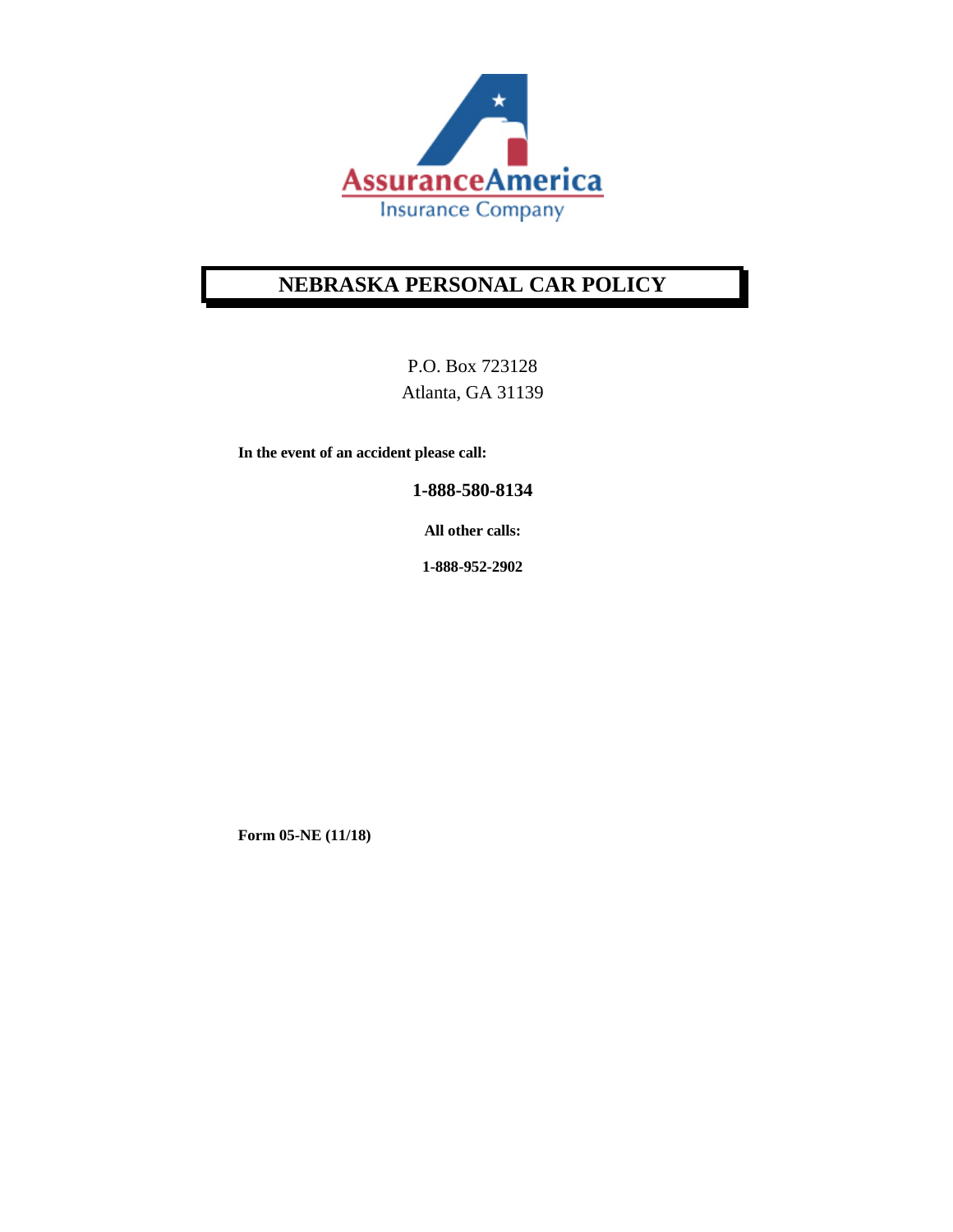AssuranceAmerica
Insurance Company

# NEBRASKA PERSONAL CAR POLICY

P.O. Box 723128
Atlanta, GA 31139

**In the event of an accident please call:**

**1-888-580-8134**

**All other calls:**

**1-888-952-2902**

**Form 05-NE (11/18)**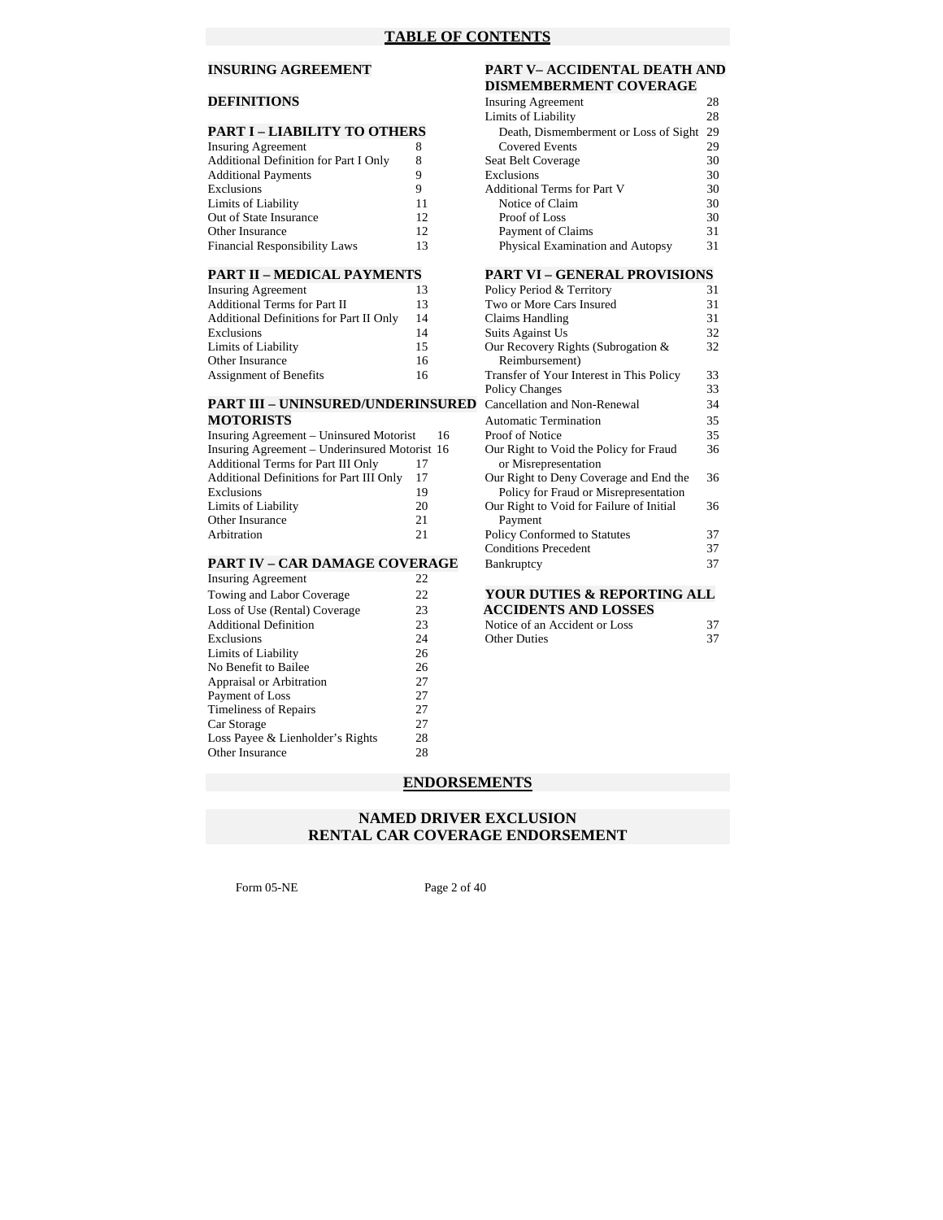# TABLE OF CONTENTS

**INSURING AGREEMENT**

**DEFINITIONS**

## PART I – LIABILITY TO OTHERS

| | |
|---|---|
| Insuring Agreement | 8 |
| Additional Definition for Part I Only | 8 |
| Additional Payments | 9 |
| Exclusions | 9 |
| Limits of Liability | 11 |
| Out of State Insurance | 12 |
| Other Insurance | 12 |
| Financial Responsibility Laws | 13 |

## PART II – MEDICAL PAYMENTS

| | |
|---|---|
| Insuring Agreement | 13 |
| Additional Terms for Part II | 13 |
| Additional Definitions for Part II Only | 14 |
| Exclusions | 14 |
| Limits of Liability | 15 |
| Other Insurance | 16 |
| Assignment of Benefits | 16 |

## PART III – UNINSURED/UNDERINSURED MOTORISTS

| | |
|---|---|
| Insuring Agreement – Uninsured Motorist | 16 |
| Insuring Agreement – Underinsured Motorist | 16 |
| Additional Terms for Part III Only | 17 |
| Additional Definitions for Part III Only | 17 |
| Exclusions | 19 |
| Limits of Liability | 20 |
| Other Insurance | 21 |
| Arbitration | 21 |

## PART IV – CAR DAMAGE COVERAGE

| | |
|---|---|
| Insuring Agreement | 22 |
| Towing and Labor Coverage | 22 |
| Loss of Use (Rental) Coverage | 23 |
| Additional Definition | 23 |
| Exclusions | 24 |
| Limits of Liability | 26 |
| No Benefit to Bailee | 26 |
| Appraisal or Arbitration | 27 |
| Payment of Loss | 27 |
| Timeliness of Repairs | 27 |
| Car Storage | 27 |
| Loss Payee & Lienholder's Rights | 28 |
| Other Insurance | 28 |

## PART V– ACCIDENTAL DEATH AND DISMEMBERMENT COVERAGE

| | |
|---|---|
| Insuring Agreement | 28 |
| Limits of Liability | 28 |
| Death, Dismemberment or Loss of Sight | 29 |
| Covered Events | 29 |
| Seat Belt Coverage | 30 |
| Exclusions | 30 |
| Additional Terms for Part V | 30 |
| Notice of Claim | 30 |
| Proof of Loss | 30 |
| Payment of Claims | 31 |
| Physical Examination and Autopsy | 31 |

## PART VI – GENERAL PROVISIONS

| | |
|---|---|
| Policy Period & Territory | 31 |
| Two or More Cars Insured | 31 |
| Claims Handling | 31 |
| Suits Against Us | 32 |
| Our Recovery Rights (Subrogation & Reimbursement) | 32 |
| Transfer of Your Interest in This Policy | 33 |
| Policy Changes | 33 |
| Cancellation and Non-Renewal | 34 |
| Automatic Termination | 35 |
| Proof of Notice | 35 |
| Our Right to Void the Policy for Fraud or Misrepresentation | 36 |
| Our Right to Deny Coverage and End the Policy for Fraud and Misrepresentation | 36 |
| Our Right to Void for Failure of Initial Payment | 36 |
| Policy Conformed to Statutes | 37 |
| Conditions Precedent | 37 |
| Bankruptcy | 37 |

## YOUR DUTIES & REPORTING ALL ACCIDENTS AND LOSSES

| | |
|---|---|
| Notice of an Accident or Loss | 37 |
| Other Duties | 37 |

# ENDORSEMENTS

**NAMED DRIVER EXCLUSION**
**RENTAL CAR COVERAGE ENDORSEMENT**

Form 05-NE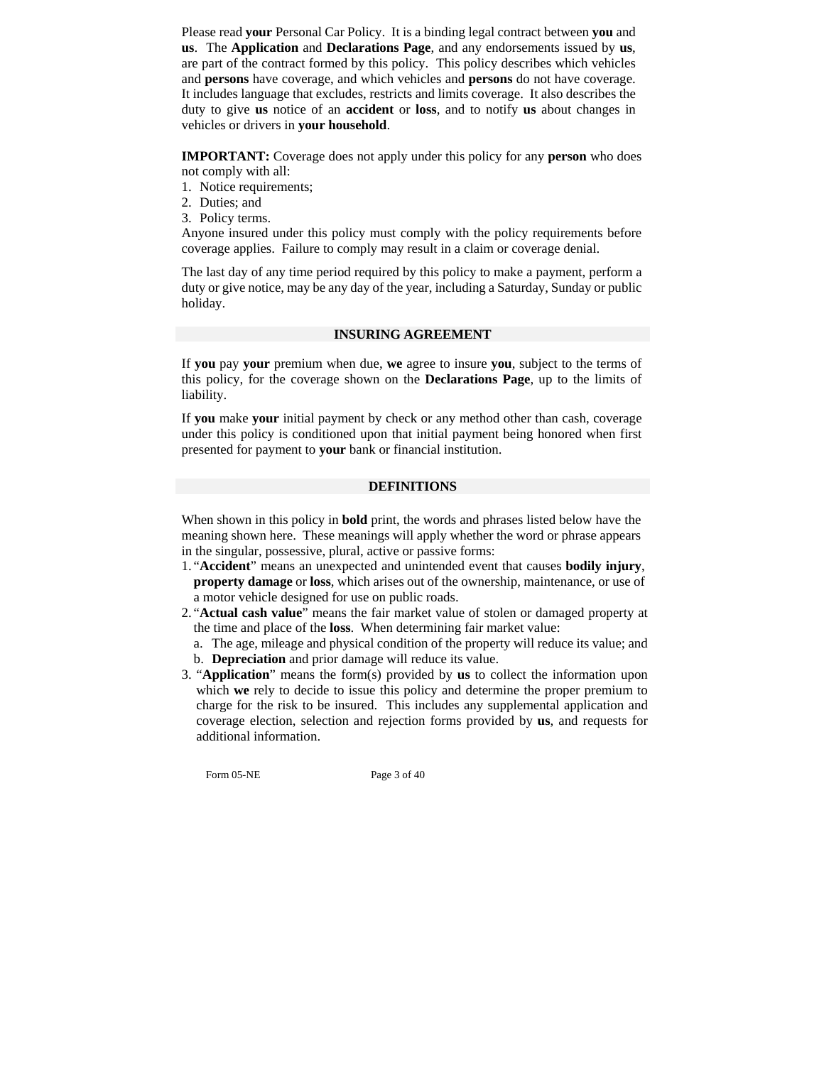Please read **your** Personal Car Policy. It is a binding legal contract between **you** and **us**. The **Application** and **Declarations Page**, and any endorsements issued by **us**, are part of the contract formed by this policy. This policy describes which vehicles and **persons** have coverage, and which vehicles and **persons** do not have coverage. It includes language that excludes, restricts and limits coverage. It also describes the duty to give **us** notice of an **accident** or **loss**, and to notify **us** about changes in vehicles or drivers in **your household**.

**IMPORTANT:** Coverage does not apply under this policy for any **person** who does not comply with all:

1. Notice requirements;
2. Duties; and
3. Policy terms.

Anyone insured under this policy must comply with the policy requirements before coverage applies. Failure to comply may result in a claim or coverage denial.

The last day of any time period required by this policy to make a payment, perform a duty or give notice, may be any day of the year, including a Saturday, Sunday or public holiday.

## INSURING AGREEMENT

If **you** pay **your** premium when due, **we** agree to insure **you**, subject to the terms of this policy, for the coverage shown on the **Declarations Page**, up to the limits of liability.

If **you** make **your** initial payment by check or any method other than cash, coverage under this policy is conditioned upon that initial payment being honored when first presented for payment to **your** bank or financial institution.

## DEFINITIONS

When shown in this policy in **bold** print, the words and phrases listed below have the meaning shown here. These meanings will apply whether the word or phrase appears in the singular, possessive, plural, active or passive forms:

1. "**Accident**" means an unexpected and unintended event that causes **bodily injury**, **property damage** or **loss**, which arises out of the ownership, maintenance, or use of a motor vehicle designed for use on public roads.
2. "**Actual cash value**" means the fair market value of stolen or damaged property at the time and place of the **loss**. When determining fair market value:
   a. The age, mileage and physical condition of the property will reduce its value; and
   b. **Depreciation** and prior damage will reduce its value.
3. "**Application**" means the form(s) provided by **us** to collect the information upon which **we** rely to decide to issue this policy and determine the proper premium to charge for the risk to be insured. This includes any supplemental application and coverage election, selection and rejection forms provided by **us**, and requests for additional information.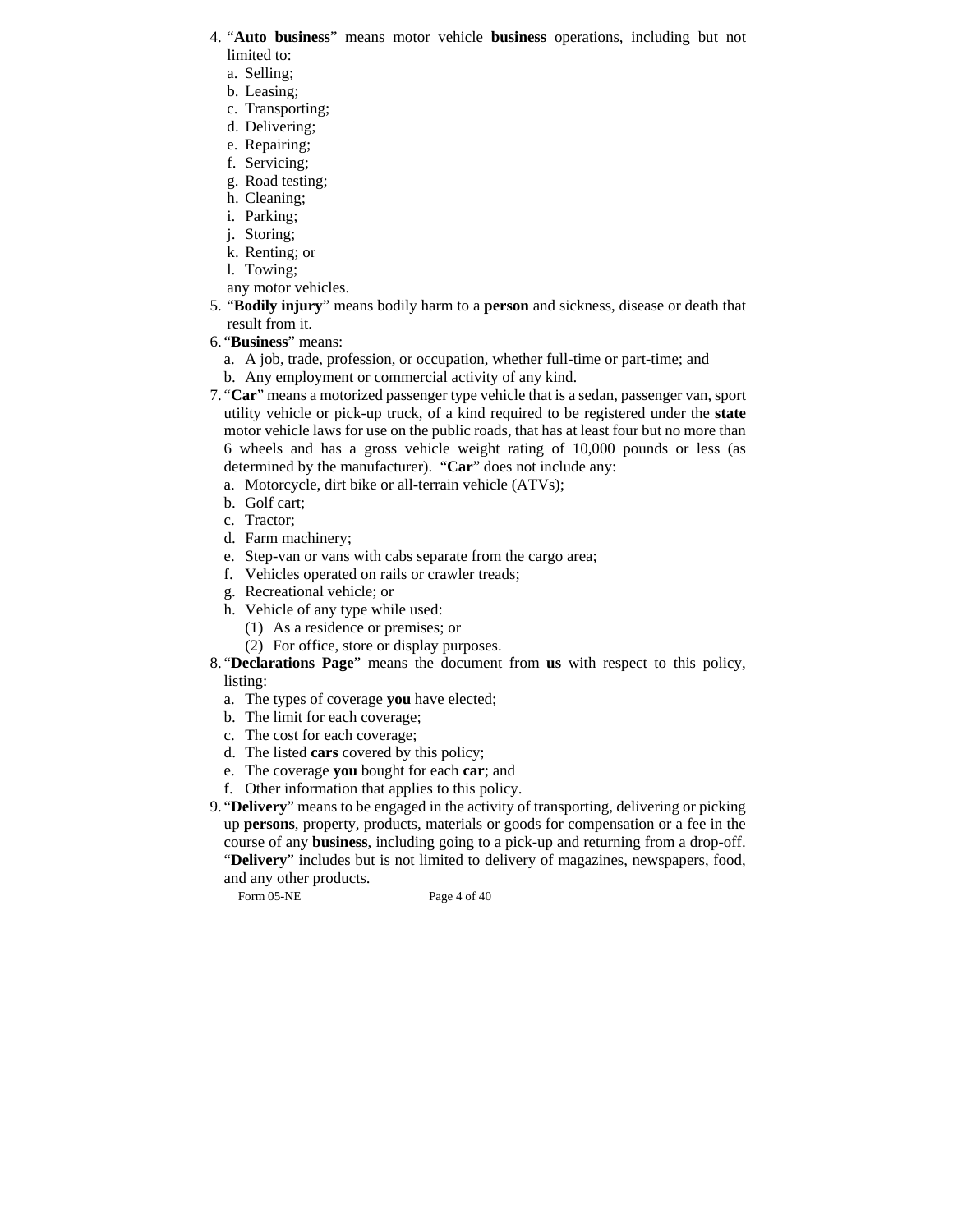4. "**Auto business**" means motor vehicle **business** operations, including but not limited to:
   a. Selling;
   b. Leasing;
   c. Transporting;
   d. Delivering;
   e. Repairing;
   f. Servicing;
   g. Road testing;
   h. Cleaning;
   i. Parking;
   j. Storing;
   k. Renting; or
   l. Towing;

   any motor vehicles.
5. "**Bodily injury**" means bodily harm to a **person** and sickness, disease or death that result from it.
6. "**Business**" means:
   a. A job, trade, profession, or occupation, whether full-time or part-time; and
   b. Any employment or commercial activity of any kind.
7. "**Car**" means a motorized passenger type vehicle that is a sedan, passenger van, sport utility vehicle or pick-up truck, of a kind required to be registered under the **state** motor vehicle laws for use on the public roads, that has at least four but no more than 6 wheels and has a gross vehicle weight rating of 10,000 pounds or less (as determined by the manufacturer). "**Car**" does not include any:
   a. Motorcycle, dirt bike or all-terrain vehicle (ATVs);
   b. Golf cart;
   c. Tractor;
   d. Farm machinery;
   e. Step-van or vans with cabs separate from the cargo area;
   f. Vehicles operated on rails or crawler treads;
   g. Recreational vehicle; or
   h. Vehicle of any type while used:
      (1) As a residence or premises; or
      (2) For office, store or display purposes.
8. "**Declarations Page**" means the document from **us** with respect to this policy, listing:
   a. The types of coverage **you** have elected;
   b. The limit for each coverage;
   c. The cost for each coverage;
   d. The listed **cars** covered by this policy;
   e. The coverage **you** bought for each **car**; and
   f. Other information that applies to this policy.
9. "**Delivery**" means to be engaged in the activity of transporting, delivering or picking up **persons**, property, products, materials or goods for compensation or a fee in the course of any **business**, including going to a pick-up and returning from a drop-off. "**Delivery**" includes but is not limited to delivery of magazines, newspapers, food, and any other products.

Form 05-NE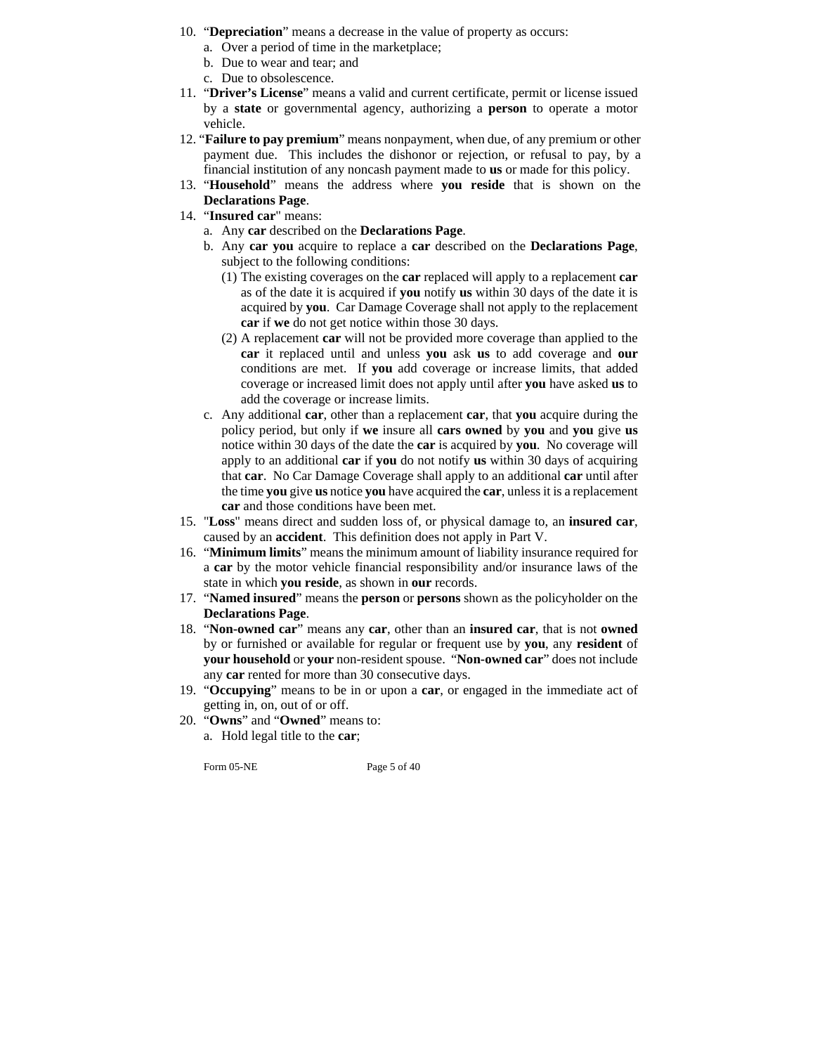10. "**Depreciation**" means a decrease in the value of property as occurs:
    a. Over a period of time in the marketplace;
    b. Due to wear and tear; and
    c. Due to obsolescence.
11. "**Driver's License**" means a valid and current certificate, permit or license issued by a **state** or governmental agency, authorizing a **person** to operate a motor vehicle.
12. "**Failure to pay premium**" means nonpayment, when due, of any premium or other payment due. This includes the dishonor or rejection, or refusal to pay, by a financial institution of any noncash payment made to **us** or made for this policy.
13. "**Household**" means the address where **you reside** that is shown on the **Declarations Page**.
14. "**Insured car**" means:
    a. Any **car** described on the **Declarations Page**.
    b. Any **car you** acquire to replace a **car** described on the **Declarations Page**, subject to the following conditions:
       (1) The existing coverages on the **car** replaced will apply to a replacement **car** as of the date it is acquired if **you** notify **us** within 30 days of the date it is acquired by **you**. Car Damage Coverage shall not apply to the replacement **car** if **we** do not get notice within those 30 days.
       (2) A replacement **car** will not be provided more coverage than applied to the **car** it replaced until and unless **you** ask **us** to add coverage and **our** conditions are met. If **you** add coverage or increase limits, that added coverage or increased limit does not apply until after **you** have asked **us** to add the coverage or increase limits.
    c. Any additional **car**, other than a replacement **car**, that **you** acquire during the policy period, but only if **we** insure all **cars owned** by **you** and **you** give **us** notice within 30 days of the date the **car** is acquired by **you**. No coverage will apply to an additional **car** if **you** do not notify **us** within 30 days of acquiring that **car**. No Car Damage Coverage shall apply to an additional **car** until after the time **you** give **us** notice **you** have acquired the **car**, unless it is a replacement **car** and those conditions have been met.
15. "**Loss**" means direct and sudden loss of, or physical damage to, an **insured car**, caused by an **accident**. This definition does not apply in Part V.
16. "**Minimum limits**" means the minimum amount of liability insurance required for a **car** by the motor vehicle financial responsibility and/or insurance laws of the state in which **you reside**, as shown in **our** records.
17. "**Named insured**" means the **person** or **persons** shown as the policyholder on the **Declarations Page**.
18. "**Non-owned car**" means any **car**, other than an **insured car**, that is not **owned** by or furnished or available for regular or frequent use by **you**, any **resident** of **your household** or **your** non-resident spouse. "**Non-owned car**" does not include any **car** rented for more than 30 consecutive days.
19. "**Occupying**" means to be in or upon a **car**, or engaged in the immediate act of getting in, on, out of or off.
20. "**Owns**" and "**Owned**" means to:
    a. Hold legal title to the **car**;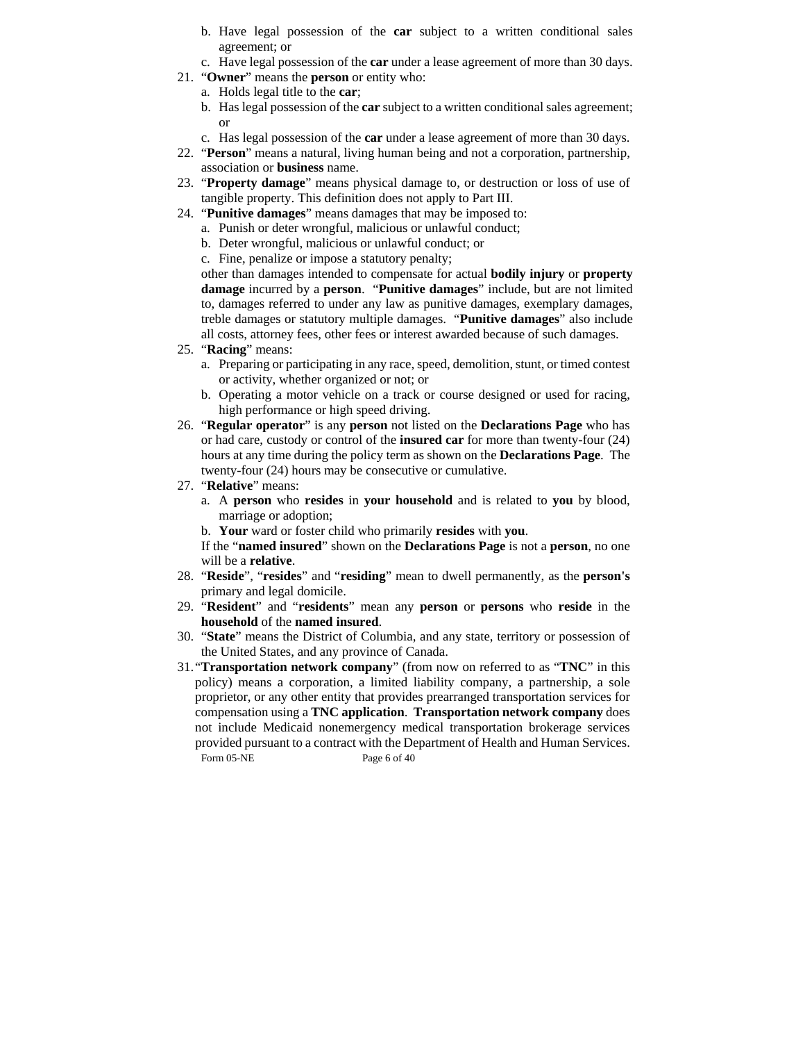b. Have legal possession of the **car** subject to a written conditional sales agreement; or
   c. Have legal possession of the **car** under a lease agreement of more than 30 days.

21. "**Owner**" means the **person** or entity who:
   a. Holds legal title to the **car**;
   b. Has legal possession of the **car** subject to a written conditional sales agreement; or
   c. Has legal possession of the **car** under a lease agreement of more than 30 days.
22. "**Person**" means a natural, living human being and not a corporation, partnership, association or **business** name.
23. "**Property damage**" means physical damage to, or destruction or loss of use of tangible property. This definition does not apply to Part III.
24. "**Punitive damages**" means damages that may be imposed to:
   a. Punish or deter wrongful, malicious or unlawful conduct;
   b. Deter wrongful, malicious or unlawful conduct; or
   c. Fine, penalize or impose a statutory penalty;

   other than damages intended to compensate for actual **bodily injury** or **property damage** incurred by a **person**. "**Punitive damages**" include, but are not limited to, damages referred to under any law as punitive damages, exemplary damages, treble damages or statutory multiple damages. "**Punitive damages**" also include all costs, attorney fees, other fees or interest awarded because of such damages.
25. "**Racing**" means:
   a. Preparing or participating in any race, speed, demolition, stunt, or timed contest or activity, whether organized or not; or
   b. Operating a motor vehicle on a track or course designed or used for racing, high performance or high speed driving.
26. "**Regular operator**" is any **person** not listed on the **Declarations Page** who has or had care, custody or control of the **insured car** for more than twenty-four (24) hours at any time during the policy term as shown on the **Declarations Page**. The twenty-four (24) hours may be consecutive or cumulative.
27. "**Relative**" means:
   a. A **person** who **resides** in **your household** and is related to **you** by blood, marriage or adoption;
   b. **Your** ward or foster child who primarily **resides** with **you**.

   If the "**named insured**" shown on the **Declarations Page** is not a **person**, no one will be a **relative**.
28. "**Reside**", "**resides**" and "**residing**" mean to dwell permanently, as the **person's** primary and legal domicile.
29. "**Resident**" and "**residents**" mean any **person** or **persons** who **reside** in the **household** of the **named insured**.
30. "**State**" means the District of Columbia, and any state, territory or possession of the United States, and any province of Canada.
31. "**Transportation network company**" (from now on referred to as "**TNC**" in this policy) means a corporation, a limited liability company, a partnership, a sole proprietor, or any other entity that provides prearranged transportation services for compensation using a **TNC application**. **Transportation network company** does not include Medicaid nonemergency medical transportation brokerage services provided pursuant to a contract with the Department of Health and Human Services.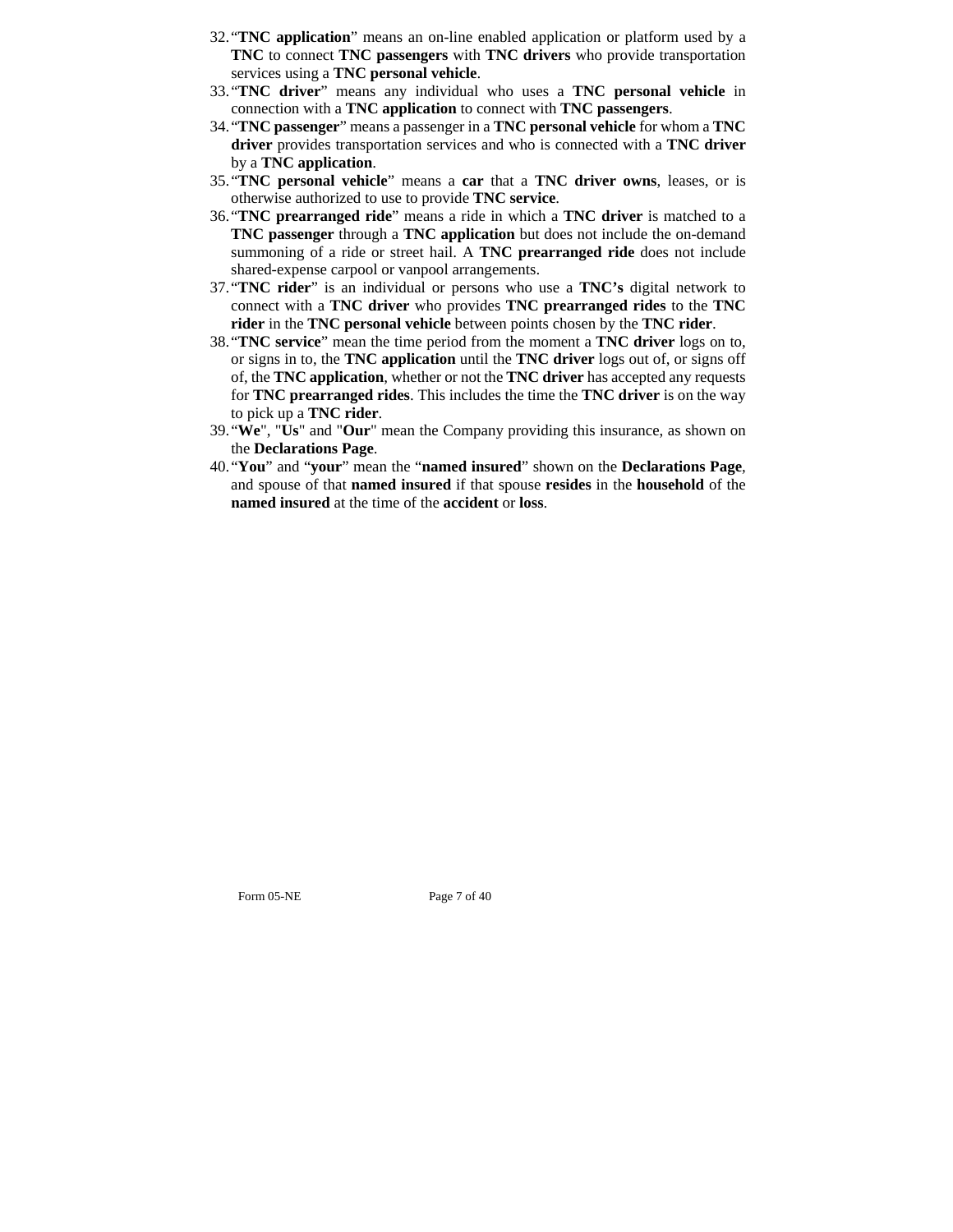32. "**TNC application**" means an on-line enabled application or platform used by a **TNC** to connect **TNC passengers** with **TNC drivers** who provide transportation services using a **TNC personal vehicle**.
33. "**TNC driver**" means any individual who uses a **TNC personal vehicle** in connection with a **TNC application** to connect with **TNC passengers**.
34. "**TNC passenger**" means a passenger in a **TNC personal vehicle** for whom a **TNC driver** provides transportation services and who is connected with a **TNC driver** by a **TNC application**.
35. "**TNC personal vehicle**" means a **car** that a **TNC driver owns**, leases, or is otherwise authorized to use to provide **TNC service**.
36. "**TNC prearranged ride**" means a ride in which a **TNC driver** is matched to a **TNC passenger** through a **TNC application** but does not include the on-demand summoning of a ride or street hail. A **TNC prearranged ride** does not include shared-expense carpool or vanpool arrangements.
37. "**TNC rider**" is an individual or persons who use a **TNC's** digital network to connect with a **TNC driver** who provides **TNC prearranged rides** to the **TNC rider** in the **TNC personal vehicle** between points chosen by the **TNC rider**.
38. "**TNC service**" mean the time period from the moment a **TNC driver** logs on to, or signs in to, the **TNC application** until the **TNC driver** logs out of, or signs off of, the **TNC application**, whether or not the **TNC driver** has accepted any requests for **TNC prearranged rides**. This includes the time the **TNC driver** is on the way to pick up a **TNC rider**.
39. "**We**", "**Us**" and "**Our**" mean the Company providing this insurance, as shown on the **Declarations Page**.
40. "**You**" and "**your**" mean the "**named insured**" shown on the **Declarations Page**, and spouse of that **named insured** if that spouse **resides** in the **household** of the **named insured** at the time of the **accident** or **loss**.

Form 05-NE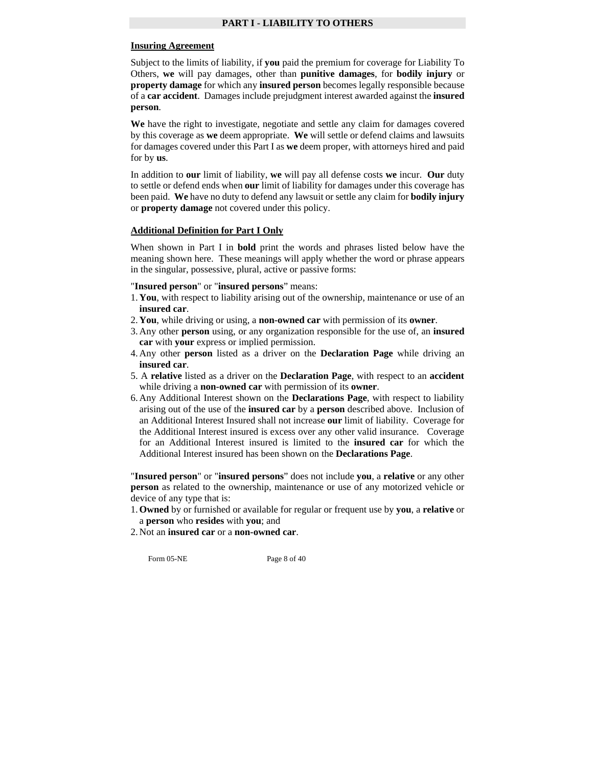## PART I - LIABILITY TO OTHERS

### Insuring Agreement

Subject to the limits of liability, if **you** paid the premium for coverage for Liability To Others, **we** will pay damages, other than **punitive damages**, for **bodily injury** or **property damage** for which any **insured person** becomes legally responsible because of a **car accident**. Damages include prejudgment interest awarded against the **insured person**.

**We** have the right to investigate, negotiate and settle any claim for damages covered by this coverage as **we** deem appropriate. **We** will settle or defend claims and lawsuits for damages covered under this Part I as **we** deem proper, with attorneys hired and paid for by **us**.

In addition to **our** limit of liability, **we** will pay all defense costs **we** incur. **Our** duty to settle or defend ends when **our** limit of liability for damages under this coverage has been paid. **We** have no duty to defend any lawsuit or settle any claim for **bodily injury** or **property damage** not covered under this policy.

### Additional Definition for Part I Only

When shown in Part I in **bold** print the words and phrases listed below have the meaning shown here. These meanings will apply whether the word or phrase appears in the singular, possessive, plural, active or passive forms:

"**Insured person**" or "**insured persons**" means:

1. **You**, with respect to liability arising out of the ownership, maintenance or use of an **insured car**.
2. **You**, while driving or using, a **non-owned car** with permission of its **owner**.
3. Any other **person** using, or any organization responsible for the use of, an **insured car** with **your** express or implied permission.
4. Any other **person** listed as a driver on the **Declaration Page** while driving an **insured car**.
5. A **relative** listed as a driver on the **Declaration Page**, with respect to an **accident** while driving a **non-owned car** with permission of its **owner**.
6. Any Additional Interest shown on the **Declarations Page**, with respect to liability arising out of the use of the **insured car** by a **person** described above. Inclusion of an Additional Interest Insured shall not increase **our** limit of liability. Coverage for the Additional Interest insured is excess over any other valid insurance. Coverage for an Additional Interest insured is limited to the **insured car** for which the Additional Interest insured has been shown on the **Declarations Page**.

"**Insured person**" or "**insured persons**" does not include **you**, a **relative** or any other **person** as related to the ownership, maintenance or use of any motorized vehicle or device of any type that is:

1. **Owned** by or furnished or available for regular or frequent use by **you**, a **relative** or a **person** who **resides** with **you**; and
2. Not an **insured car** or a **non-owned car**.

Form 05-NE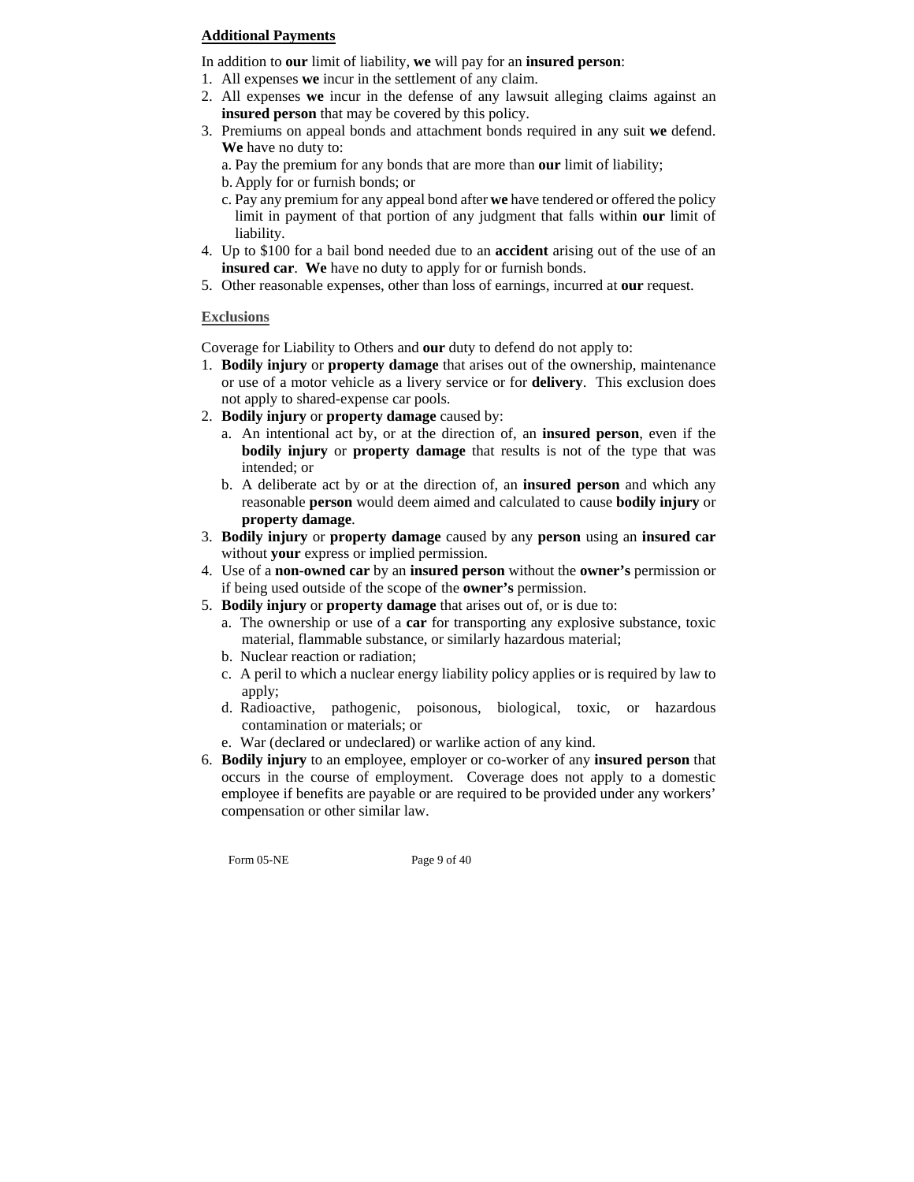## Additional Payments

In addition to **our** limit of liability, **we** will pay for an **insured person**:

1. All expenses **we** incur in the settlement of any claim.
2. All expenses **we** incur in the defense of any lawsuit alleging claims against an **insured person** that may be covered by this policy.
3. Premiums on appeal bonds and attachment bonds required in any suit **we** defend. **We** have no duty to:
   a. Pay the premium for any bonds that are more than **our** limit of liability;
   b. Apply for or furnish bonds; or
   c. Pay any premium for any appeal bond after **we** have tendered or offered the policy limit in payment of that portion of any judgment that falls within **our** limit of liability.
4. Up to $100 for a bail bond needed due to an **accident** arising out of the use of an **insured car**. **We** have no duty to apply for or furnish bonds.
5. Other reasonable expenses, other than loss of earnings, incurred at **our** request.

## Exclusions

Coverage for Liability to Others and **our** duty to defend do not apply to:

1. **Bodily injury** or **property damage** that arises out of the ownership, maintenance or use of a motor vehicle as a livery service or for **delivery**. This exclusion does not apply to shared-expense car pools.
2. **Bodily injury** or **property damage** caused by:
   a. An intentional act by, or at the direction of, an **insured person**, even if the **bodily injury** or **property damage** that results is not of the type that was intended; or
   b. A deliberate act by or at the direction of, an **insured person** and which any reasonable **person** would deem aimed and calculated to cause **bodily injury** or **property damage**.
3. **Bodily injury** or **property damage** caused by any **person** using an **insured car** without **your** express or implied permission.
4. Use of a **non-owned car** by an **insured person** without the **owner's** permission or if being used outside of the scope of the **owner's** permission.
5. **Bodily injury** or **property damage** that arises out of, or is due to:
   a. The ownership or use of a **car** for transporting any explosive substance, toxic material, flammable substance, or similarly hazardous material;
   b. Nuclear reaction or radiation;
   c. A peril to which a nuclear energy liability policy applies or is required by law to apply;
   d. Radioactive, pathogenic, poisonous, biological, toxic, or hazardous contamination or materials; or
   e. War (declared or undeclared) or warlike action of any kind.
6. **Bodily injury** to an employee, employer or co-worker of any **insured person** that occurs in the course of employment. Coverage does not apply to a domestic employee if benefits are payable or are required to be provided under any workers' compensation or other similar law.

Form 05-NE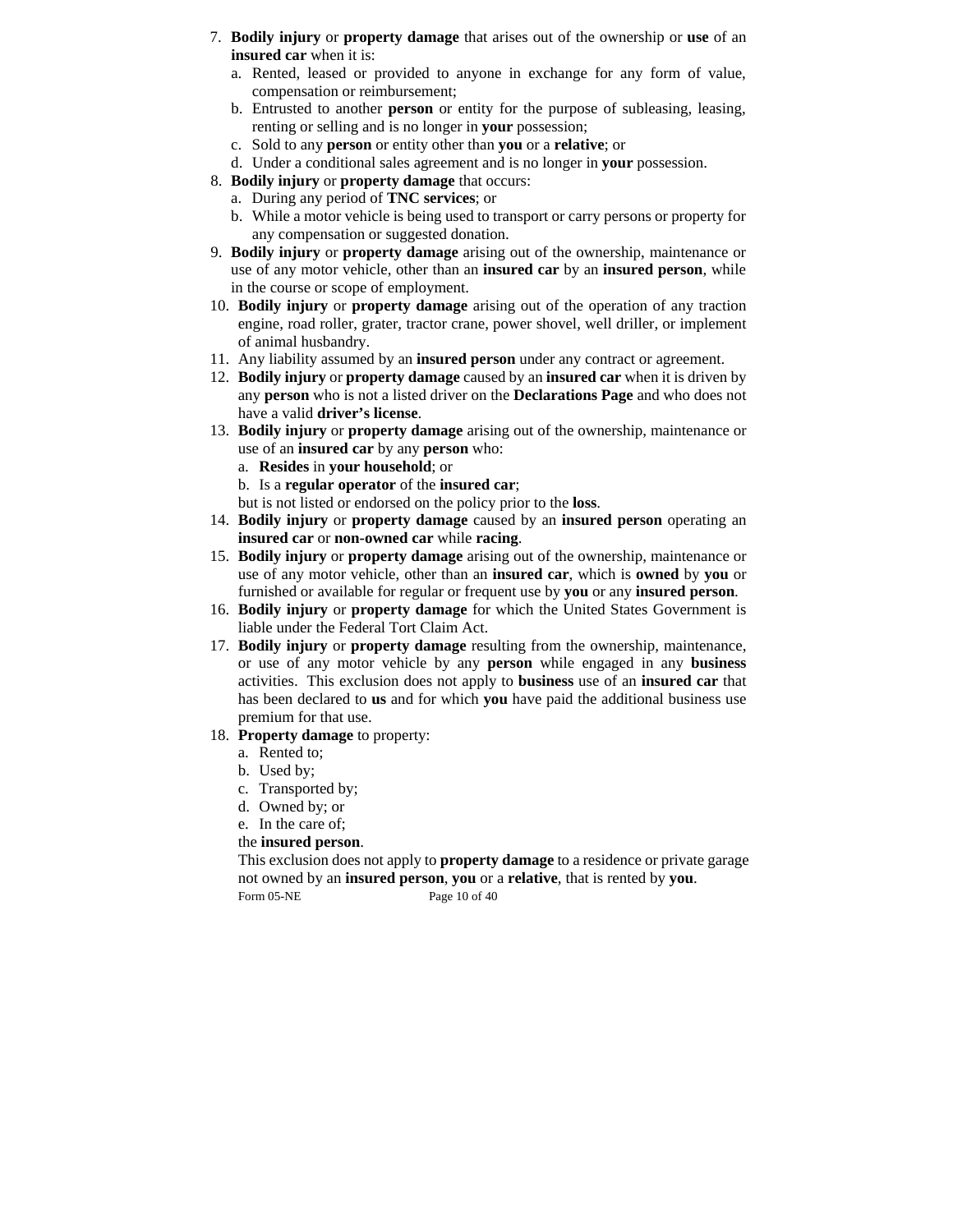7. **Bodily injury** or **property damage** that arises out of the ownership or **use** of an **insured car** when it is:
   a. Rented, leased or provided to anyone in exchange for any form of value, compensation or reimbursement;
   b. Entrusted to another **person** or entity for the purpose of subleasing, leasing, renting or selling and is no longer in **your** possession;
   c. Sold to any **person** or entity other than **you** or a **relative**; or
   d. Under a conditional sales agreement and is no longer in **your** possession.
8. **Bodily injury** or **property damage** that occurs:
   a. During any period of **TNC services**; or
   b. While a motor vehicle is being used to transport or carry persons or property for any compensation or suggested donation.
9. **Bodily injury** or **property damage** arising out of the ownership, maintenance or use of any motor vehicle, other than an **insured car** by an **insured person**, while in the course or scope of employment.
10. **Bodily injury** or **property damage** arising out of the operation of any traction engine, road roller, grater, tractor crane, power shovel, well driller, or implement of animal husbandry.
11. Any liability assumed by an **insured person** under any contract or agreement.
12. **Bodily injury** or **property damage** caused by an **insured car** when it is driven by any **person** who is not a listed driver on the **Declarations Page** and who does not have a valid **driver's license**.
13. **Bodily injury** or **property damage** arising out of the ownership, maintenance or use of an **insured car** by any **person** who:
    a. **Resides** in **your household**; or
    b. Is a **regular operator** of the **insured car**;

    but is not listed or endorsed on the policy prior to the **loss**.
14. **Bodily injury** or **property damage** caused by an **insured person** operating an **insured car** or **non-owned car** while **racing**.
15. **Bodily injury** or **property damage** arising out of the ownership, maintenance or use of any motor vehicle, other than an **insured car**, which is **owned** by **you** or furnished or available for regular or frequent use by **you** or any **insured person**.
16. **Bodily injury** or **property damage** for which the United States Government is liable under the Federal Tort Claim Act.
17. **Bodily injury** or **property damage** resulting from the ownership, maintenance, or use of any motor vehicle by any **person** while engaged in any **business** activities. This exclusion does not apply to **business** use of an **insured car** that has been declared to **us** and for which **you** have paid the additional business use premium for that use.
18. **Property damage** to property:
    a. Rented to;
    b. Used by;
    c. Transported by;
    d. Owned by; or
    e. In the care of;

    the **insured person**.

    This exclusion does not apply to **property damage** to a residence or private garage not owned by an **insured person**, **you** or a **relative**, that is rented by **you**.

Form 05-NE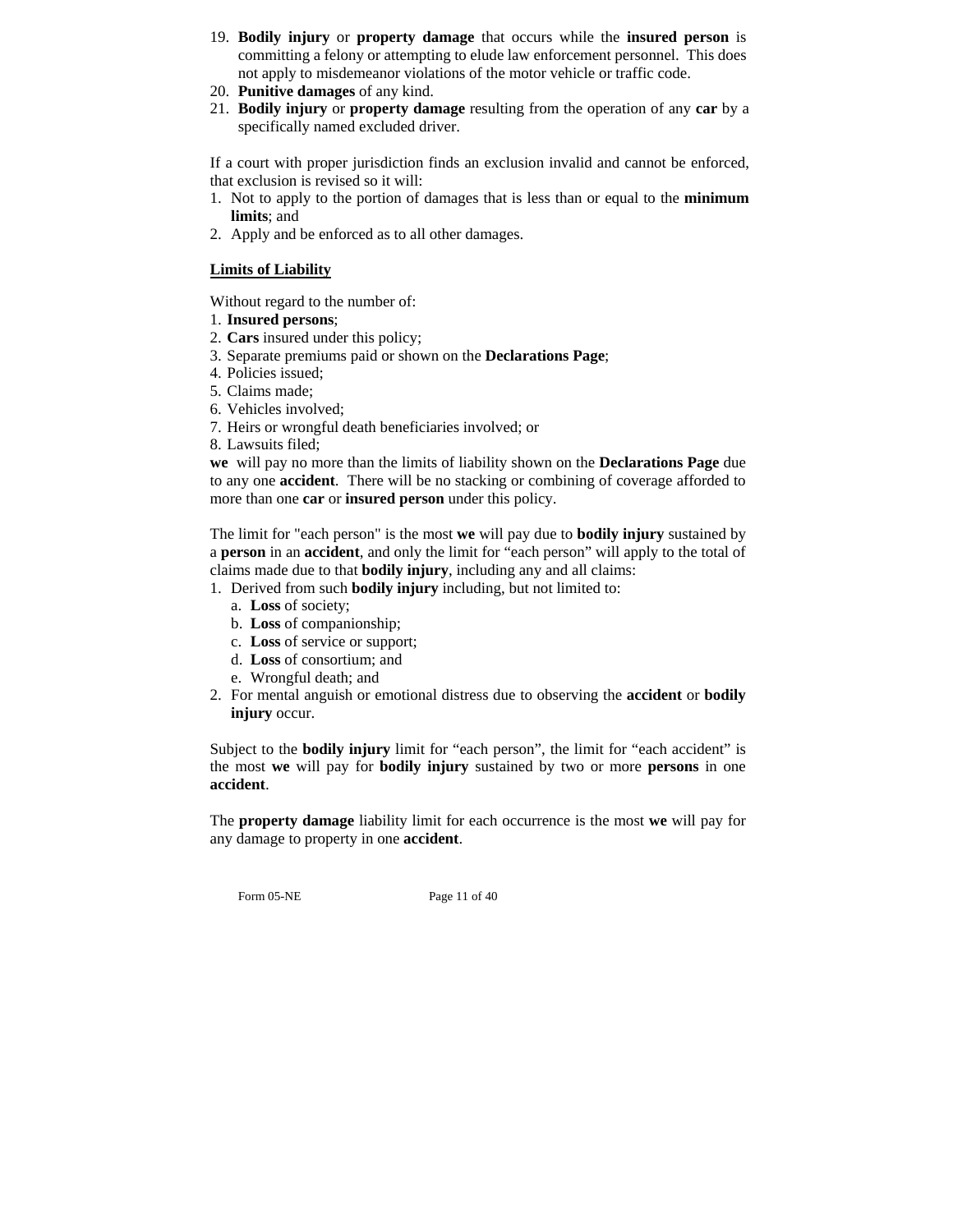19. **Bodily injury** or **property damage** that occurs while the **insured person** is committing a felony or attempting to elude law enforcement personnel. This does not apply to misdemeanor violations of the motor vehicle or traffic code.
20. **Punitive damages** of any kind.
21. **Bodily injury** or **property damage** resulting from the operation of any **car** by a specifically named excluded driver.

If a court with proper jurisdiction finds an exclusion invalid and cannot be enforced, that exclusion is revised so it will:

1. Not to apply to the portion of damages that is less than or equal to the **minimum limits**; and
2. Apply and be enforced as to all other damages.

**Limits of Liability**

Without regard to the number of:

1. **Insured persons**;
2. **Cars** insured under this policy;
3. Separate premiums paid or shown on the **Declarations Page**;
4. Policies issued;
5. Claims made;
6. Vehicles involved;
7. Heirs or wrongful death beneficiaries involved; or
8. Lawsuits filed;

**we** will pay no more than the limits of liability shown on the **Declarations Page** due to any one **accident**. There will be no stacking or combining of coverage afforded to more than one **car** or **insured person** under this policy.

The limit for "each person" is the most **we** will pay due to **bodily injury** sustained by a **person** in an **accident**, and only the limit for "each person" will apply to the total of claims made due to that **bodily injury**, including any and all claims:

1. Derived from such **bodily injury** including, but not limited to:
   a. **Loss** of society;
   b. **Loss** of companionship;
   c. **Loss** of service or support;
   d. **Loss** of consortium; and
   e. Wrongful death; and
2. For mental anguish or emotional distress due to observing the **accident** or **bodily injury** occur.

Subject to the **bodily injury** limit for "each person", the limit for "each accident" is the most **we** will pay for **bodily injury** sustained by two or more **persons** in one **accident**.

The **property damage** liability limit for each occurrence is the most **we** will pay for any damage to property in one **accident**.

Form 05-NE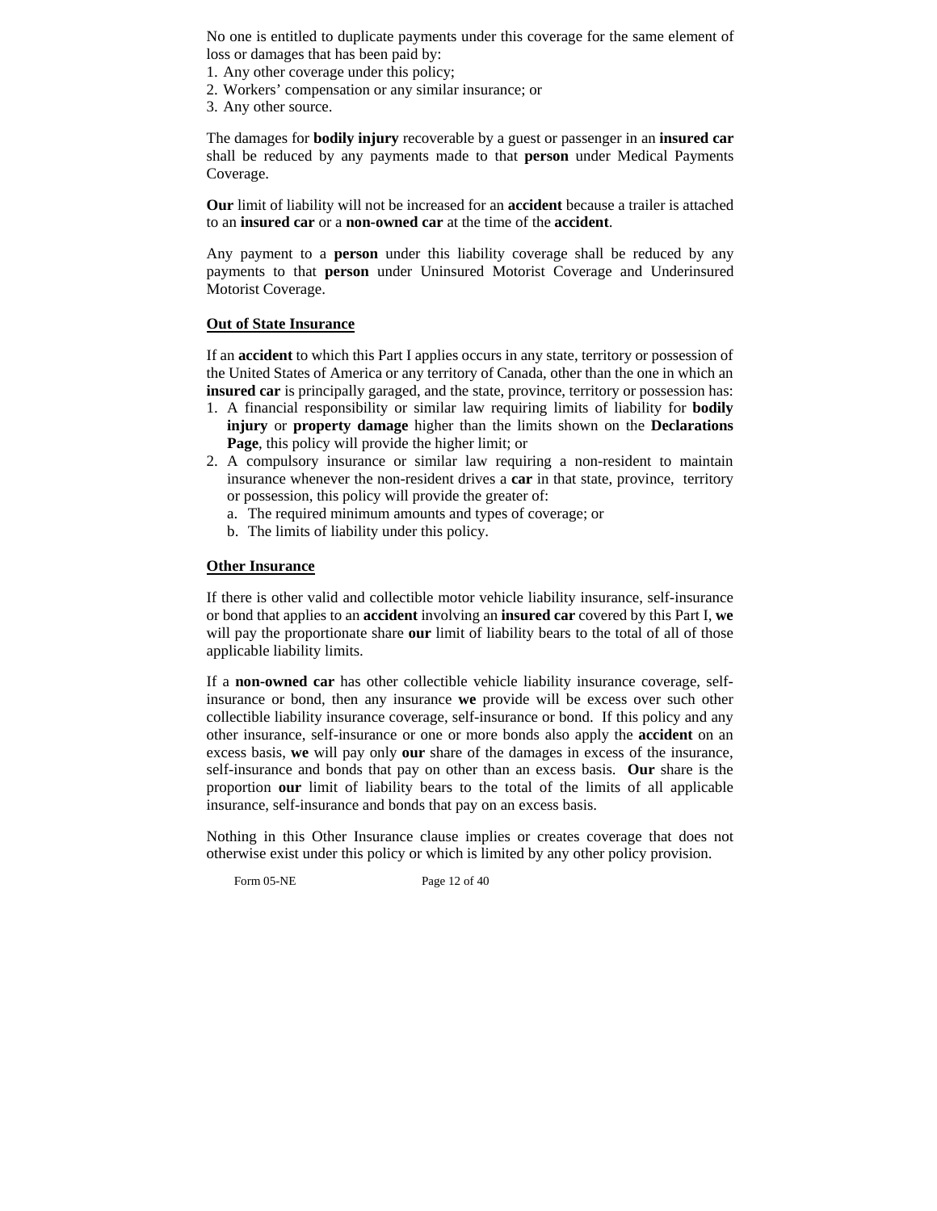No one is entitled to duplicate payments under this coverage for the same element of loss or damages that has been paid by:

1. Any other coverage under this policy;
2. Workers' compensation or any similar insurance; or
3. Any other source.

The damages for **bodily injury** recoverable by a guest or passenger in an **insured car** shall be reduced by any payments made to that **person** under Medical Payments Coverage.

**Our** limit of liability will not be increased for an **accident** because a trailer is attached to an **insured car** or a **non-owned car** at the time of the **accident**.

Any payment to a **person** under this liability coverage shall be reduced by any payments to that **person** under Uninsured Motorist Coverage and Underinsured Motorist Coverage.

**Out of State Insurance**

If an **accident** to which this Part I applies occurs in any state, territory or possession of the United States of America or any territory of Canada, other than the one in which an **insured car** is principally garaged, and the state, province, territory or possession has:

1. A financial responsibility or similar law requiring limits of liability for **bodily injury** or **property damage** higher than the limits shown on the **Declarations Page**, this policy will provide the higher limit; or
2. A compulsory insurance or similar law requiring a non-resident to maintain insurance whenever the non-resident drives a **car** in that state, province, territory or possession, this policy will provide the greater of:
   a. The required minimum amounts and types of coverage; or
   b. The limits of liability under this policy.

**Other Insurance**

If there is other valid and collectible motor vehicle liability insurance, self-insurance or bond that applies to an **accident** involving an **insured car** covered by this Part I, **we** will pay the proportionate share **our** limit of liability bears to the total of all of those applicable liability limits.

If a **non-owned car** has other collectible vehicle liability insurance coverage, self-insurance or bond, then any insurance **we** provide will be excess over such other collectible liability insurance coverage, self-insurance or bond. If this policy and any other insurance, self-insurance or one or more bonds also apply the **accident** on an excess basis, **we** will pay only **our** share of the damages in excess of the insurance, self-insurance and bonds that pay on other than an excess basis. **Our** share is the proportion **our** limit of liability bears to the total of the limits of all applicable insurance, self-insurance and bonds that pay on an excess basis.

Nothing in this Other Insurance clause implies or creates coverage that does not otherwise exist under this policy or which is limited by any other policy provision.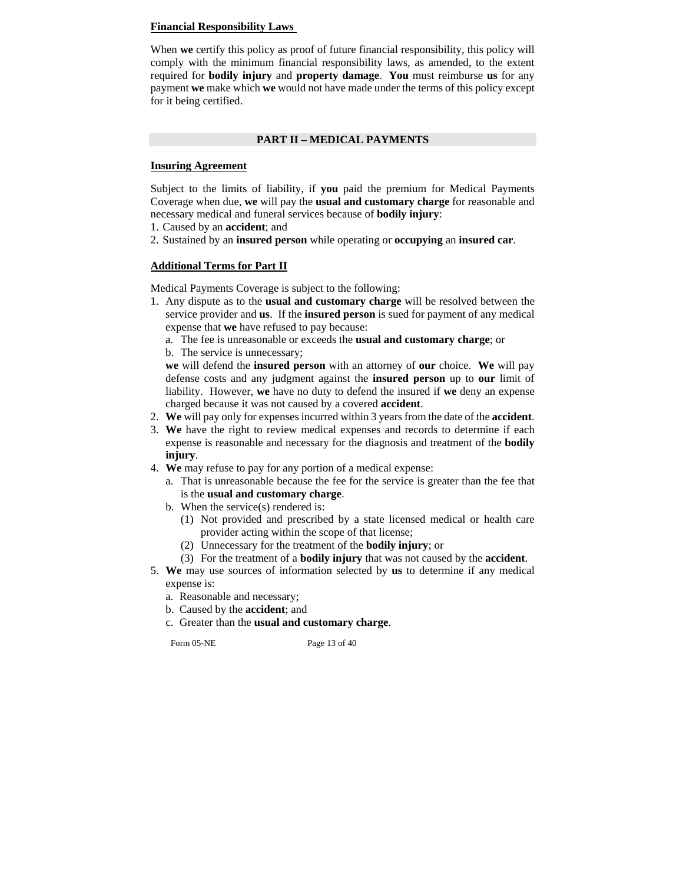**Financial Responsibility Laws**

When **we** certify this policy as proof of future financial responsibility, this policy will comply with the minimum financial responsibility laws, as amended, to the extent required for **bodily injury** and **property damage**. **You** must reimburse **us** for any payment **we** make which **we** would not have made under the terms of this policy except for it being certified.

## PART II – MEDICAL PAYMENTS

**Insuring Agreement**

Subject to the limits of liability, if **you** paid the premium for Medical Payments Coverage when due, **we** will pay the **usual and customary charge** for reasonable and necessary medical and funeral services because of **bodily injury**:

1. Caused by an **accident**; and
2. Sustained by an **insured person** while operating or **occupying** an **insured car**.

**Additional Terms for Part II**

Medical Payments Coverage is subject to the following:

1. Any dispute as to the **usual and customary charge** will be resolved between the service provider and **us**. If the **insured person** is sued for payment of any medical expense that **we** have refused to pay because:
   a. The fee is unreasonable or exceeds the **usual and customary charge**; or
   b. The service is unnecessary;

   **we** will defend the **insured person** with an attorney of **our** choice. **We** will pay defense costs and any judgment against the **insured person** up to **our** limit of liability. However, **we** have no duty to defend the insured if **we** deny an expense charged because it was not caused by a covered **accident**.
2. **We** will pay only for expenses incurred within 3 years from the date of the **accident**.
3. **We** have the right to review medical expenses and records to determine if each expense is reasonable and necessary for the diagnosis and treatment of the **bodily injury**.
4. **We** may refuse to pay for any portion of a medical expense:
   a. That is unreasonable because the fee for the service is greater than the fee that is the **usual and customary charge**.
   b. When the service(s) rendered is:
      (1) Not provided and prescribed by a state licensed medical or health care provider acting within the scope of that license;
      (2) Unnecessary for the treatment of the **bodily injury**; or
      (3) For the treatment of a **bodily injury** that was not caused by the **accident**.
5. **We** may use sources of information selected by **us** to determine if any medical expense is:
   a. Reasonable and necessary;
   b. Caused by the **accident**; and
   c. Greater than the **usual and customary charge**.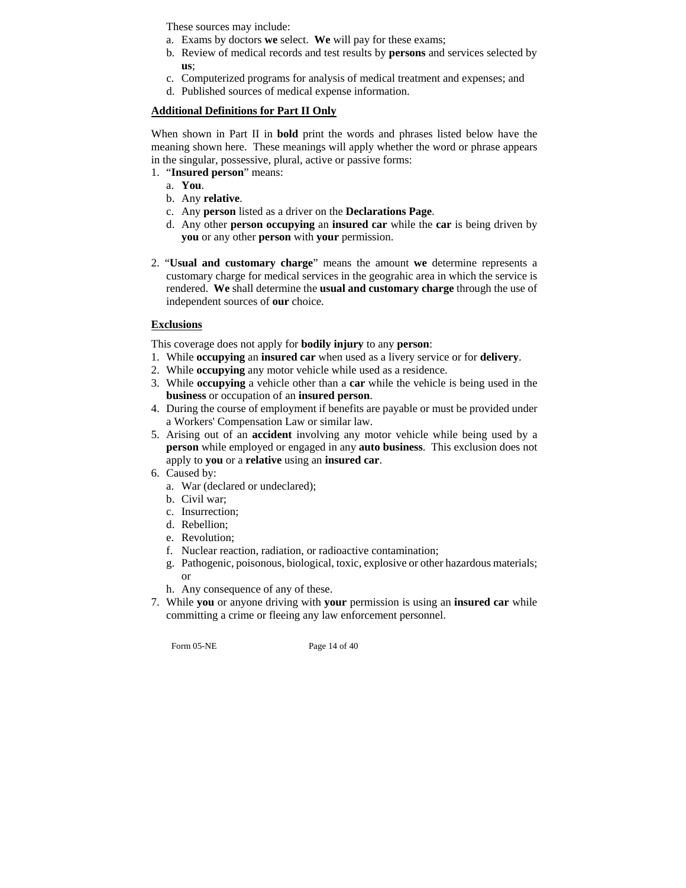These sources may include:

a. Exams by doctors **we** select. **We** will pay for these exams;
b. Review of medical records and test results by **persons** and services selected by **us**;
c. Computerized programs for analysis of medical treatment and expenses; and
d. Published sources of medical expense information.

## Additional Definitions for Part II Only

When shown in Part II in **bold** print the words and phrases listed below have the meaning shown here. These meanings will apply whether the word or phrase appears in the singular, possessive, plural, active or passive forms:

1. "**Insured person**" means:
   a. **You**.
   b. Any **relative**.
   c. Any **person** listed as a driver on the **Declarations Page**.
   d. Any other **person occupying** an **insured car** while the **car** is being driven by **you** or any other **person** with **your** permission.

2. "**Usual and customary charge**" means the amount **we** determine represents a customary charge for medical services in the geograhic area in which the service is rendered. **We** shall determine the **usual and customary charge** through the use of independent sources of **our** choice.

## Exclusions

This coverage does not apply for **bodily injury** to any **person**:

1. While **occupying** an **insured car** when used as a livery service or for **delivery**.
2. While **occupying** any motor vehicle while used as a residence.
3. While **occupying** a vehicle other than a **car** while the vehicle is being used in the **business** or occupation of an **insured person**.
4. During the course of employment if benefits are payable or must be provided under a Workers' Compensation Law or similar law.
5. Arising out of an **accident** involving any motor vehicle while being used by a **person** while employed or engaged in any **auto business**. This exclusion does not apply to **you** or a **relative** using an **insured car**.
6. Caused by:
   a. War (declared or undeclared);
   b. Civil war;
   c. Insurrection;
   d. Rebellion;
   e. Revolution;
   f. Nuclear reaction, radiation, or radioactive contamination;
   g. Pathogenic, poisonous, biological, toxic, explosive or other hazardous materials; or
   h. Any consequence of any of these.
7. While **you** or anyone driving with **your** permission is using an **insured car** while committing a crime or fleeing any law enforcement personnel.

Form 05-NE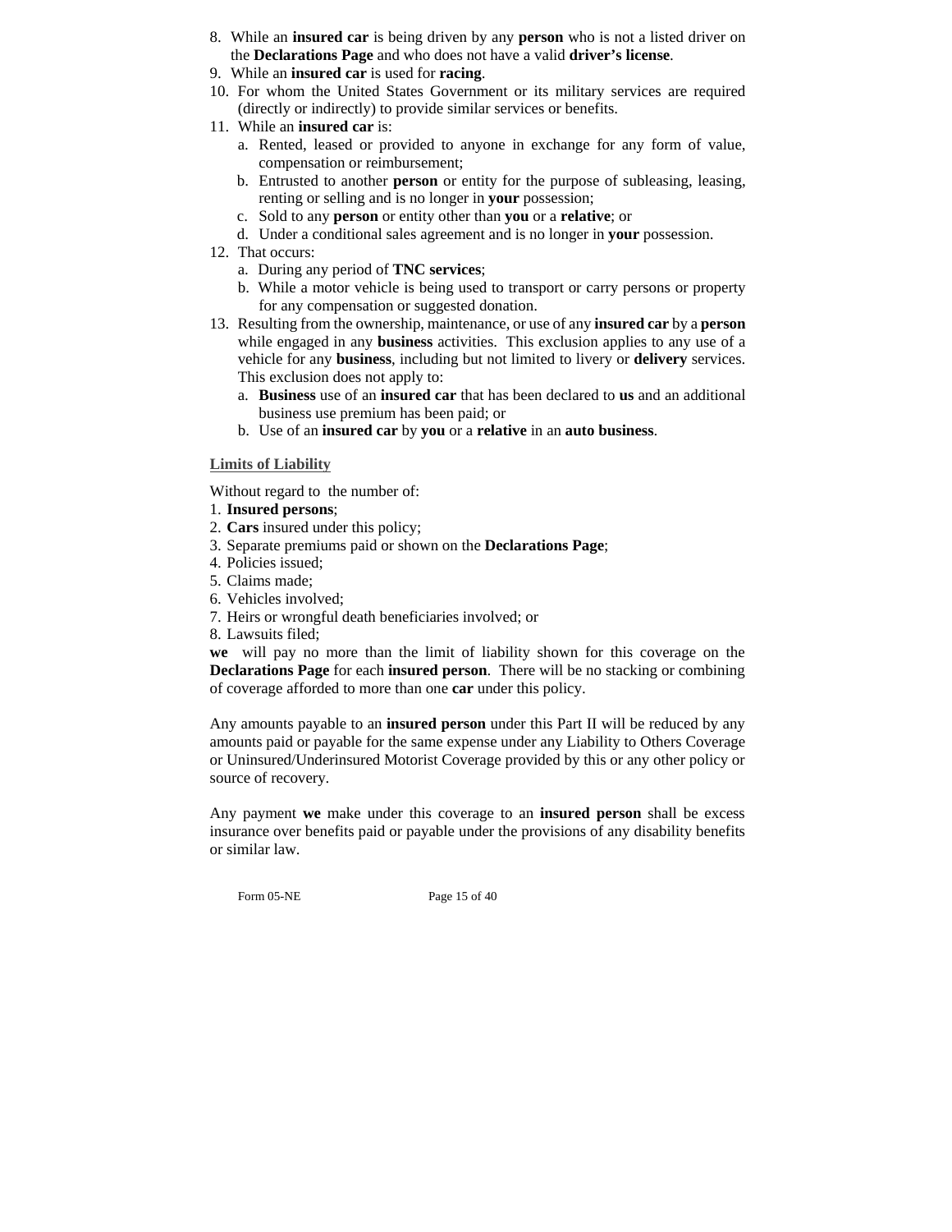8. While an **insured car** is being driven by any **person** who is not a listed driver on the **Declarations Page** and who does not have a valid **driver's license**.
9. While an **insured car** is used for **racing**.
10. For whom the United States Government or its military services are required (directly or indirectly) to provide similar services or benefits.
11. While an **insured car** is:
    a. Rented, leased or provided to anyone in exchange for any form of value, compensation or reimbursement;
    b. Entrusted to another **person** or entity for the purpose of subleasing, leasing, renting or selling and is no longer in **your** possession;
    c. Sold to any **person** or entity other than **you** or a **relative**; or
    d. Under a conditional sales agreement and is no longer in **your** possession.
12. That occurs:
    a. During any period of **TNC services**;
    b. While a motor vehicle is being used to transport or carry persons or property for any compensation or suggested donation.
13. Resulting from the ownership, maintenance, or use of any **insured car** by a **person** while engaged in any **business** activities. This exclusion applies to any use of a vehicle for any **business**, including but not limited to livery or **delivery** services. This exclusion does not apply to:
    a. **Business** use of an **insured car** that has been declared to **us** and an additional business use premium has been paid; or
    b. Use of an **insured car** by **you** or a **relative** in an **auto business**.

## Limits of Liability

Without regard to the number of:
1. **Insured persons**;
2. **Cars** insured under this policy;
3. Separate premiums paid or shown on the **Declarations Page**;
4. Policies issued;
5. Claims made;
6. Vehicles involved;
7. Heirs or wrongful death beneficiaries involved; or
8. Lawsuits filed;

**we** will pay no more than the limit of liability shown for this coverage on the **Declarations Page** for each **insured person**. There will be no stacking or combining of coverage afforded to more than one **car** under this policy.

Any amounts payable to an **insured person** under this Part II will be reduced by any amounts paid or payable for the same expense under any Liability to Others Coverage or Uninsured/Underinsured Motorist Coverage provided by this or any other policy or source of recovery.

Any payment **we** make under this coverage to an **insured person** shall be excess insurance over benefits paid or payable under the provisions of any disability benefits or similar law.

Form 05-NE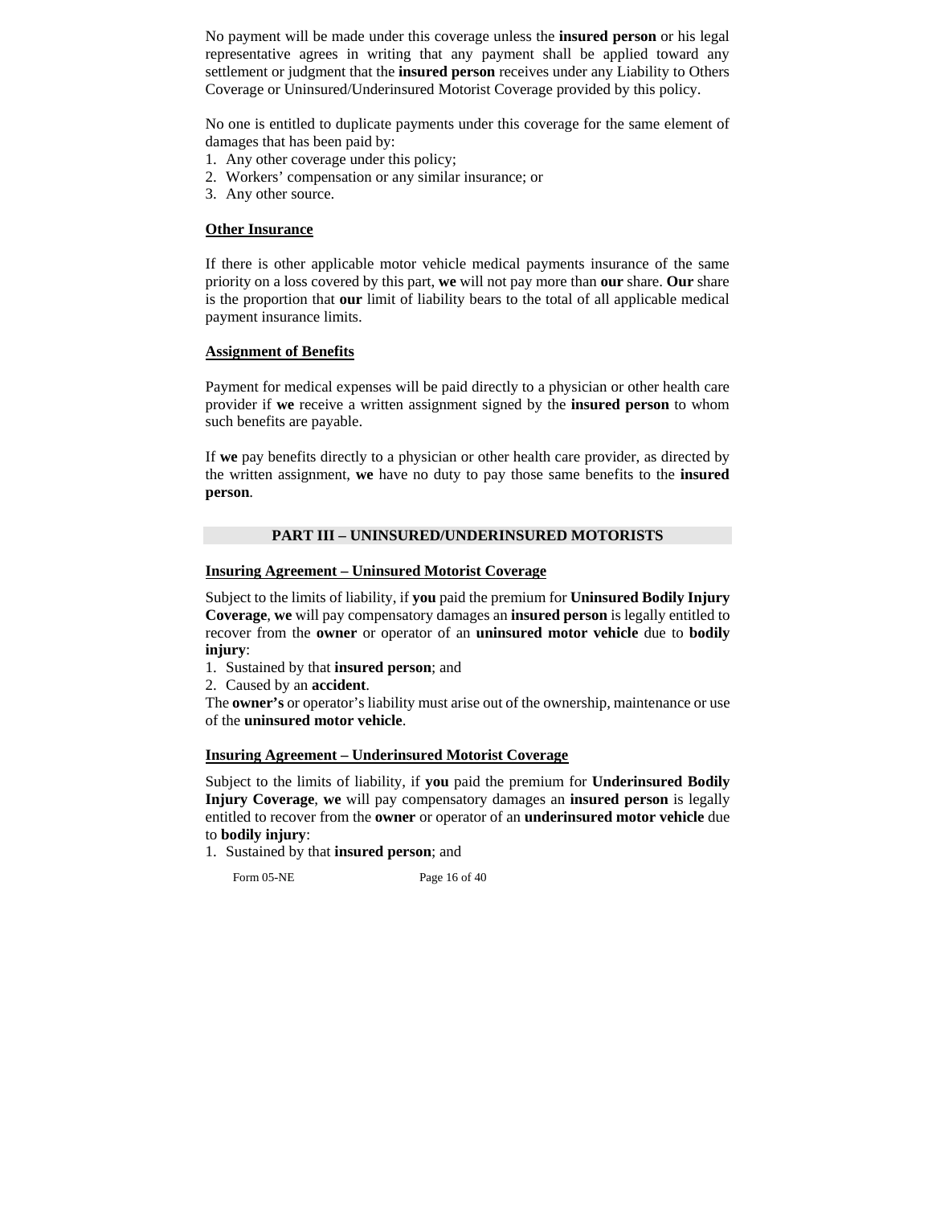No payment will be made under this coverage unless the **insured person** or his legal representative agrees in writing that any payment shall be applied toward any settlement or judgment that the **insured person** receives under any Liability to Others Coverage or Uninsured/Underinsured Motorist Coverage provided by this policy.

No one is entitled to duplicate payments under this coverage for the same element of damages that has been paid by:

1. Any other coverage under this policy;
2. Workers' compensation or any similar insurance; or
3. Any other source.

**Other Insurance**

If there is other applicable motor vehicle medical payments insurance of the same priority on a loss covered by this part, **we** will not pay more than **our** share. **Our** share is the proportion that **our** limit of liability bears to the total of all applicable medical payment insurance limits.

**Assignment of Benefits**

Payment for medical expenses will be paid directly to a physician or other health care provider if **we** receive a written assignment signed by the **insured person** to whom such benefits are payable.

If **we** pay benefits directly to a physician or other health care provider, as directed by the written assignment, **we** have no duty to pay those same benefits to the **insured person**.

## PART III – UNINSURED/UNDERINSURED MOTORISTS

**Insuring Agreement – Uninsured Motorist Coverage**

Subject to the limits of liability, if **you** paid the premium for **Uninsured Bodily Injury Coverage**, **we** will pay compensatory damages an **insured person** is legally entitled to recover from the **owner** or operator of an **uninsured motor vehicle** due to **bodily injury**:

1. Sustained by that **insured person**; and
2. Caused by an **accident**.

The **owner's** or operator's liability must arise out of the ownership, maintenance or use of the **uninsured motor vehicle**.

**Insuring Agreement – Underinsured Motorist Coverage**

Subject to the limits of liability, if **you** paid the premium for **Underinsured Bodily Injury Coverage**, **we** will pay compensatory damages an **insured person** is legally entitled to recover from the **owner** or operator of an **underinsured motor vehicle** due to **bodily injury**:

1. Sustained by that **insured person**; and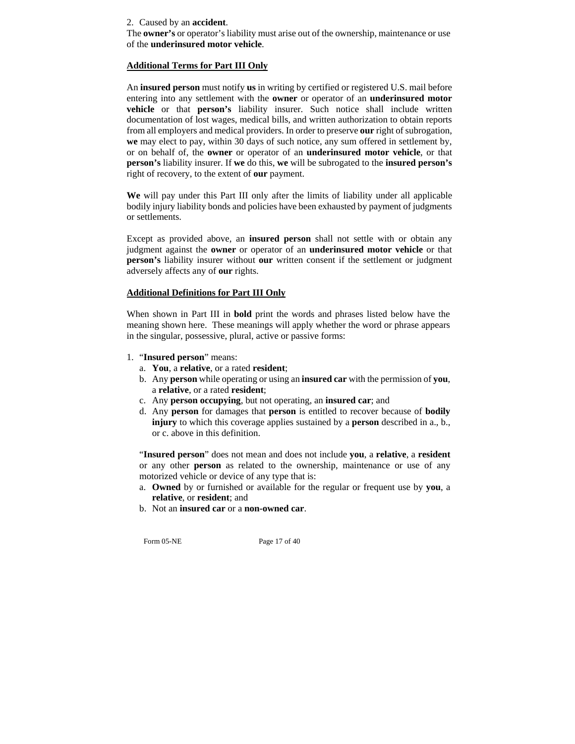2. Caused by an **accident**.

The **owner's** or operator's liability must arise out of the ownership, maintenance or use of the **underinsured motor vehicle**.

**Additional Terms for Part III Only**

An **insured person** must notify **us** in writing by certified or registered U.S. mail before entering into any settlement with the **owner** or operator of an **underinsured motor vehicle** or that **person's** liability insurer. Such notice shall include written documentation of lost wages, medical bills, and written authorization to obtain reports from all employers and medical providers. In order to preserve **our** right of subrogation, **we** may elect to pay, within 30 days of such notice, any sum offered in settlement by, or on behalf of, the **owner** or operator of an **underinsured motor vehicle**, or that **person's** liability insurer. If **we** do this, **we** will be subrogated to the **insured person's** right of recovery, to the extent of **our** payment.

**We** will pay under this Part III only after the limits of liability under all applicable bodily injury liability bonds and policies have been exhausted by payment of judgments or settlements.

Except as provided above, an **insured person** shall not settle with or obtain any judgment against the **owner** or operator of an **underinsured motor vehicle** or that **person's** liability insurer without **our** written consent if the settlement or judgment adversely affects any of **our** rights.

**Additional Definitions for Part III Only**

When shown in Part III in **bold** print the words and phrases listed below have the meaning shown here. These meanings will apply whether the word or phrase appears in the singular, possessive, plural, active or passive forms:

1. "**Insured person**" means:
   a. **You**, a **relative**, or a rated **resident**;
   b. Any **person** while operating or using an **insured car** with the permission of **you**, a **relative**, or a rated **resident**;
   c. Any **person occupying**, but not operating, an **insured car**; and
   d. Any **person** for damages that **person** is entitled to recover because of **bodily injury** to which this coverage applies sustained by a **person** described in a., b., or c. above in this definition.

   "**Insured person**" does not mean and does not include **you**, a **relative**, a **resident** or any other **person** as related to the ownership, maintenance or use of any motorized vehicle or device of any type that is:
   a. **Owned** by or furnished or available for the regular or frequent use by **you**, a **relative**, or **resident**; and
   b. Not an **insured car** or a **non-owned car**.

Form 05-NE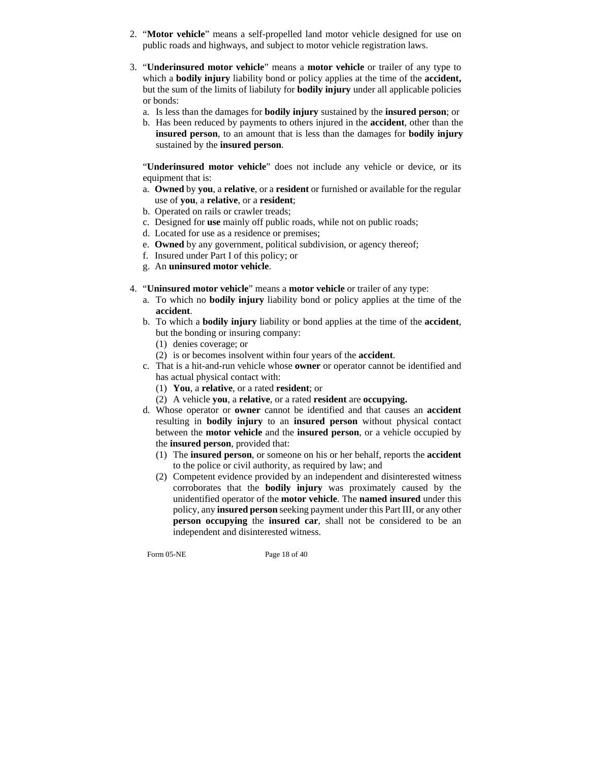2. "**Motor vehicle**" means a self-propelled land motor vehicle designed for use on public roads and highways, and subject to motor vehicle registration laws.

3. "**Underinsured motor vehicle**" means a **motor vehicle** or trailer of any type to which a **bodily injury** liability bond or policy applies at the time of the **accident,** but the sum of the limits of liabiluty for **bodily injury** under all applicable policies or bonds:
   a. Is less than the damages for **bodily injury** sustained by the **insured person**; or
   b. Has been reduced by payments to others injured in the **accident**, other than the **insured person**, to an amount that is less than the damages for **bodily injury** sustained by the **insured person**.

   "**Underinsured motor vehicle**" does not include any vehicle or device, or its equipment that is:
   a. **Owned** by **you**, a **relative**, or a **resident** or furnished or available for the regular use of **you**, a **relative**, or a **resident**;
   b. Operated on rails or crawler treads;
   c. Designed for **use** mainly off public roads, while not on public roads;
   d. Located for use as a residence or premises;
   e. **Owned** by any government, political subdivision, or agency thereof;
   f. Insured under Part I of this policy; or
   g. An **uninsured motor vehicle**.

4. "**Uninsured motor vehicle**" means a **motor vehicle** or trailer of any type:
   a. To which no **bodily injury** liability bond or policy applies at the time of the **accident**.
   b. To which a **bodily injury** liability or bond applies at the time of the **accident**, but the bonding or insuring company:
      (1) denies coverage; or
      (2) is or becomes insolvent within four years of the **accident**.
   c. That is a hit-and-run vehicle whose **owner** or operator cannot be identified and has actual physical contact with:
      (1) **You**, a **relative**, or a rated **resident**; or
      (2) A vehicle **you**, a **relative**, or a rated **resident** are **occupying.**
   d. Whose operator or **owner** cannot be identified and that causes an **accident** resulting in **bodily injury** to an **insured person** without physical contact between the **motor vehicle** and the **insured person**, or a vehicle occupied by the **insured person**, provided that:
      (1) The **insured person**, or someone on his or her behalf, reports the **accident** to the police or civil authority, as required by law; and
      (2) Competent evidence provided by an independent and disinterested witness corroborates that the **bodily injury** was proximately caused by the unidentified operator of the **motor vehicle**. The **named insured** under this policy, any **insured person** seeking payment under this Part III, or any other **person occupying** the **insured car**, shall not be considered to be an independent and disinterested witness.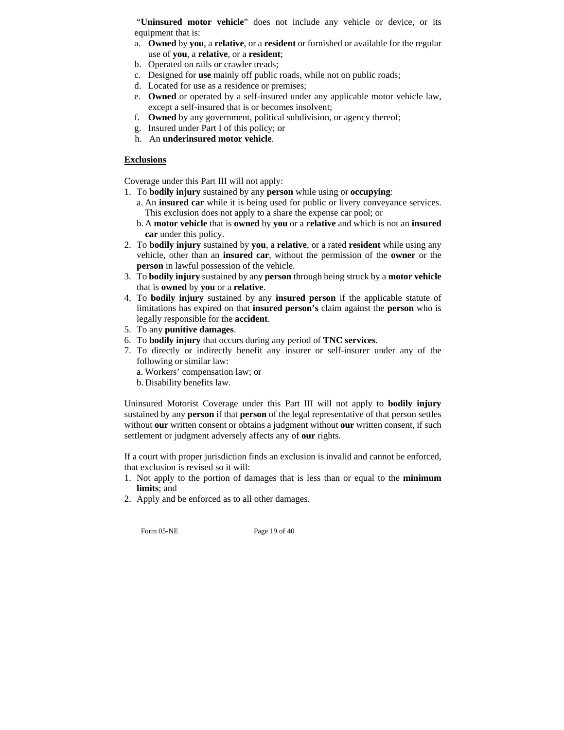"**Uninsured motor vehicle**" does not include any vehicle or device, or its equipment that is:

a. **Owned** by **you**, a **relative**, or a **resident** or furnished or available for the regular use of **you**, a **relative**, or a **resident**;
b. Operated on rails or crawler treads;
c. Designed for **use** mainly off public roads, while not on public roads;
d. Located for use as a residence or premises;
e. **Owned** or operated by a self-insured under any applicable motor vehicle law, except a self-insured that is or becomes insolvent;
f. **Owned** by any government, political subdivision, or agency thereof;
g. Insured under Part I of this policy; or
h. An **underinsured motor vehicle**.

**Exclusions**

Coverage under this Part III will not apply:

1. To **bodily injury** sustained by any **person** while using or **occupying**:
   a. An **insured car** while it is being used for public or livery conveyance services. This exclusion does not apply to a share the expense car pool; or
   b. A **motor vehicle** that is **owned** by **you** or a **relative** and which is not an **insured car** under this policy.
2. To **bodily injury** sustained by **you**, a **relative**, or a rated **resident** while using any vehicle, other than an **insured car**, without the permission of the **owner** or the **person** in lawful possession of the vehicle.
3. To **bodily injury** sustained by any **person** through being struck by a **motor vehicle** that is **owned** by **you** or a **relative**.
4. To **bodily injury** sustained by any **insured person** if the applicable statute of limitations has expired on that **insured person's** claim against the **person** who is legally responsible for the **accident**.
5. To any **punitive damages**.
6. To **bodily injury** that occurs during any period of **TNC services**.
7. To directly or indirectly benefit any insurer or self-insurer under any of the following or similar law:
   a. Workers' compensation law; or
   b. Disability benefits law.

Uninsured Motorist Coverage under this Part III will not apply to **bodily injury** sustained by any **person** if that **person** of the legal representative of that person settles without **our** written consent or obtains a judgment without **our** written consent, if such settlement or judgment adversely affects any of **our** rights.

If a court with proper jurisdiction finds an exclusion is invalid and cannot be enforced, that exclusion is revised so it will:

1. Not apply to the portion of damages that is less than or equal to the **minimum limits**; and
2. Apply and be enforced as to all other damages.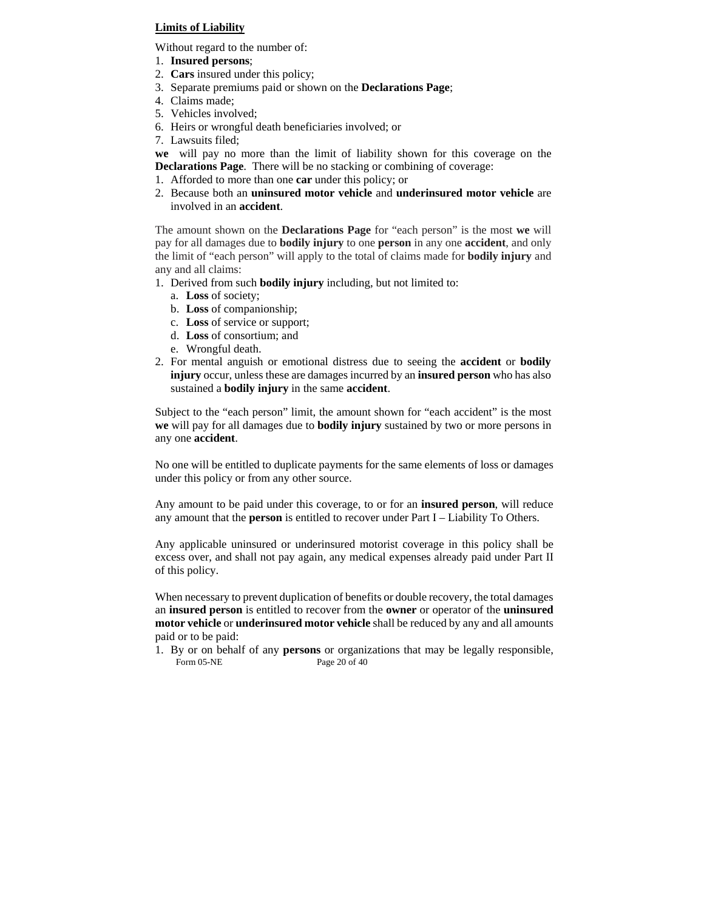**Limits of Liability**

Without regard to the number of:

1. **Insured persons**;
2. **Cars** insured under this policy;
3. Separate premiums paid or shown on the **Declarations Page**;
4. Claims made;
5. Vehicles involved;
6. Heirs or wrongful death beneficiaries involved; or
7. Lawsuits filed;

**we** will pay no more than the limit of liability shown for this coverage on the **Declarations Page**. There will be no stacking or combining of coverage:

1. Afforded to more than one **car** under this policy; or
2. Because both an **uninsured motor vehicle** and **underinsured motor vehicle** are involved in an **accident**.

The amount shown on the **Declarations Page** for "each person" is the most **we** will pay for all damages due to **bodily injury** to one **person** in any one **accident**, and only the limit of "each person" will apply to the total of claims made for **bodily injury** and any and all claims:

1. Derived from such **bodily injury** including, but not limited to:
   a. **Loss** of society;
   b. **Loss** of companionship;
   c. **Loss** of service or support;
   d. **Loss** of consortium; and
   e. Wrongful death.
2. For mental anguish or emotional distress due to seeing the **accident** or **bodily injury** occur, unless these are damages incurred by an **insured person** who has also sustained a **bodily injury** in the same **accident**.

Subject to the "each person" limit, the amount shown for "each accident" is the most **we** will pay for all damages due to **bodily injury** sustained by two or more persons in any one **accident**.

No one will be entitled to duplicate payments for the same elements of loss or damages under this policy or from any other source.

Any amount to be paid under this coverage, to or for an **insured person**, will reduce any amount that the **person** is entitled to recover under Part I – Liability To Others.

Any applicable uninsured or underinsured motorist coverage in this policy shall be excess over, and shall not pay again, any medical expenses already paid under Part II of this policy.

When necessary to prevent duplication of benefits or double recovery, the total damages an **insured person** is entitled to recover from the **owner** or operator of the **uninsured motor vehicle** or **underinsured motor vehicle** shall be reduced by any and all amounts paid or to be paid:

1. By or on behalf of any **persons** or organizations that may be legally responsible,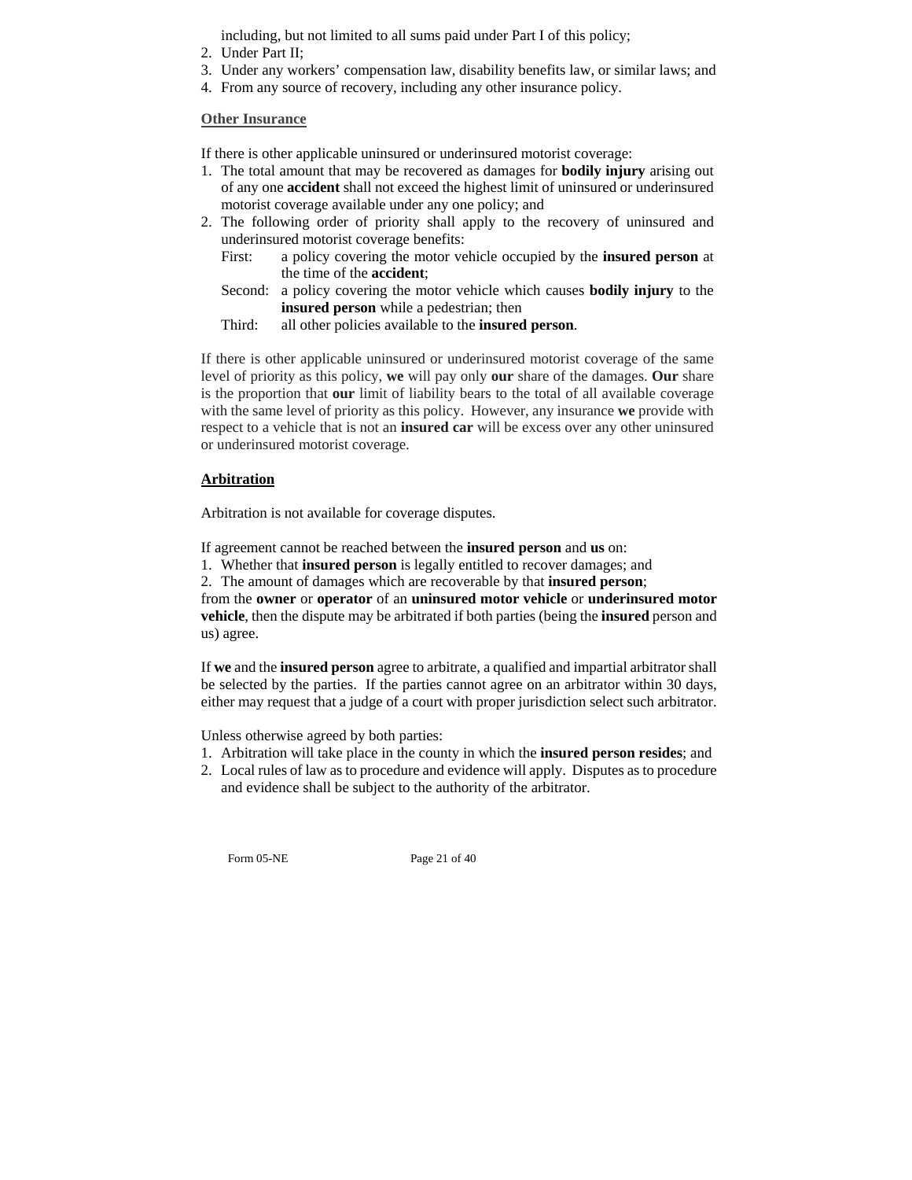including, but not limited to all sums paid under Part I of this policy;
2. Under Part II;
3. Under any workers' compensation law, disability benefits law, or similar laws; and
4. From any source of recovery, including any other insurance policy.

**Other Insurance**

If there is other applicable uninsured or underinsured motorist coverage:

1. The total amount that may be recovered as damages for **bodily injury** arising out of any one **accident** shall not exceed the highest limit of uninsured or underinsured motorist coverage available under any one policy; and
2. The following order of priority shall apply to the recovery of uninsured and underinsured motorist coverage benefits:
   - First: a policy covering the motor vehicle occupied by the **insured person** at the time of the **accident**;
   - Second: a policy covering the motor vehicle which causes **bodily injury** to the **insured person** while a pedestrian; then
   - Third: all other policies available to the **insured person**.

If there is other applicable uninsured or underinsured motorist coverage of the same level of priority as this policy, **we** will pay only **our** share of the damages. **Our** share is the proportion that **our** limit of liability bears to the total of all available coverage with the same level of priority as this policy. However, any insurance **we** provide with respect to a vehicle that is not an **insured car** will be excess over any other uninsured or underinsured motorist coverage.

**Arbitration**

Arbitration is not available for coverage disputes.

If agreement cannot be reached between the **insured person** and **us** on:

1. Whether that **insured person** is legally entitled to recover damages; and
2. The amount of damages which are recoverable by that **insured person**;

from the **owner** or **operator** of an **uninsured motor vehicle** or **underinsured motor vehicle**, then the dispute may be arbitrated if both parties (being the **insured** person and us) agree.

If **we** and the **insured person** agree to arbitrate, a qualified and impartial arbitrator shall be selected by the parties. If the parties cannot agree on an arbitrator within 30 days, either may request that a judge of a court with proper jurisdiction select such arbitrator.

Unless otherwise agreed by both parties:

1. Arbitration will take place in the county in which the **insured person resides**; and
2. Local rules of law as to procedure and evidence will apply. Disputes as to procedure and evidence shall be subject to the authority of the arbitrator.

Form 05-NE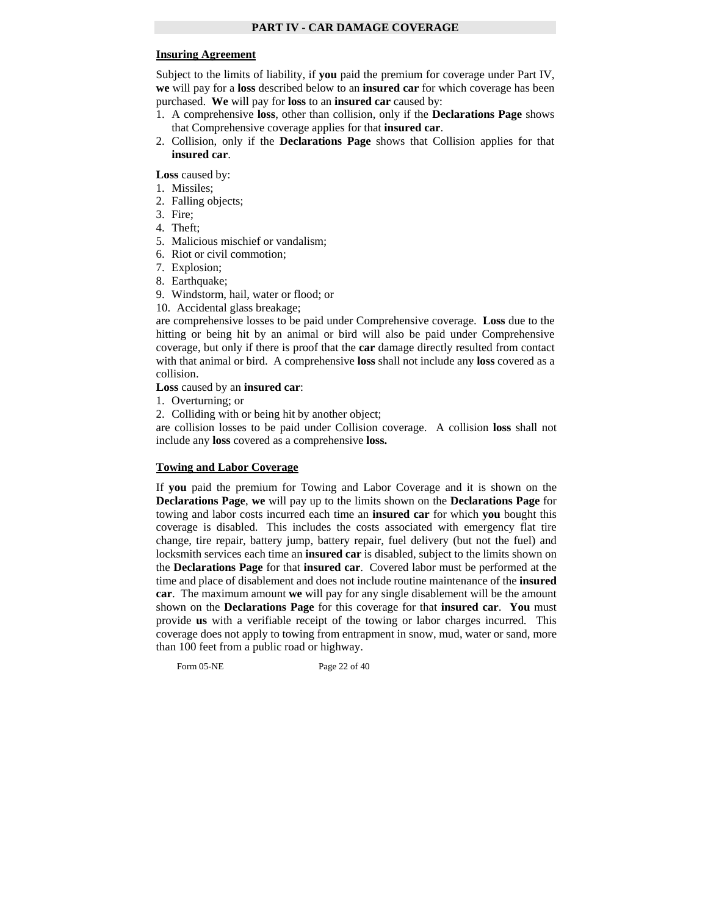## PART IV - CAR DAMAGE COVERAGE

**Insuring Agreement**

Subject to the limits of liability, if **you** paid the premium for coverage under Part IV, **we** will pay for a **loss** described below to an **insured car** for which coverage has been purchased. **We** will pay for **loss** to an **insured car** caused by:

1. A comprehensive **loss**, other than collision, only if the **Declarations Page** shows that Comprehensive coverage applies for that **insured car**.
2. Collision, only if the **Declarations Page** shows that Collision applies for that **insured car**.

**Loss** caused by:

1. Missiles;
2. Falling objects;
3. Fire;
4. Theft;
5. Malicious mischief or vandalism;
6. Riot or civil commotion;
7. Explosion;
8. Earthquake;
9. Windstorm, hail, water or flood; or
10. Accidental glass breakage;

are comprehensive losses to be paid under Comprehensive coverage. **Loss** due to the hitting or being hit by an animal or bird will also be paid under Comprehensive coverage, but only if there is proof that the **car** damage directly resulted from contact with that animal or bird. A comprehensive **loss** shall not include any **loss** covered as a collision.

**Loss** caused by an **insured car**:

1. Overturning; or
2. Colliding with or being hit by another object;

are collision losses to be paid under Collision coverage. A collision **loss** shall not include any **loss** covered as a comprehensive **loss.**

**Towing and Labor Coverage**

If **you** paid the premium for Towing and Labor Coverage and it is shown on the **Declarations Page**, **we** will pay up to the limits shown on the **Declarations Page** for towing and labor costs incurred each time an **insured car** for which **you** bought this coverage is disabled. This includes the costs associated with emergency flat tire change, tire repair, battery jump, battery repair, fuel delivery (but not the fuel) and locksmith services each time an **insured car** is disabled, subject to the limits shown on the **Declarations Page** for that **insured car**. Covered labor must be performed at the time and place of disablement and does not include routine maintenance of the **insured car**. The maximum amount **we** will pay for any single disablement will be the amount shown on the **Declarations Page** for this coverage for that **insured car**. **You** must provide **us** with a verifiable receipt of the towing or labor charges incurred. This coverage does not apply to towing from entrapment in snow, mud, water or sand, more than 100 feet from a public road or highway.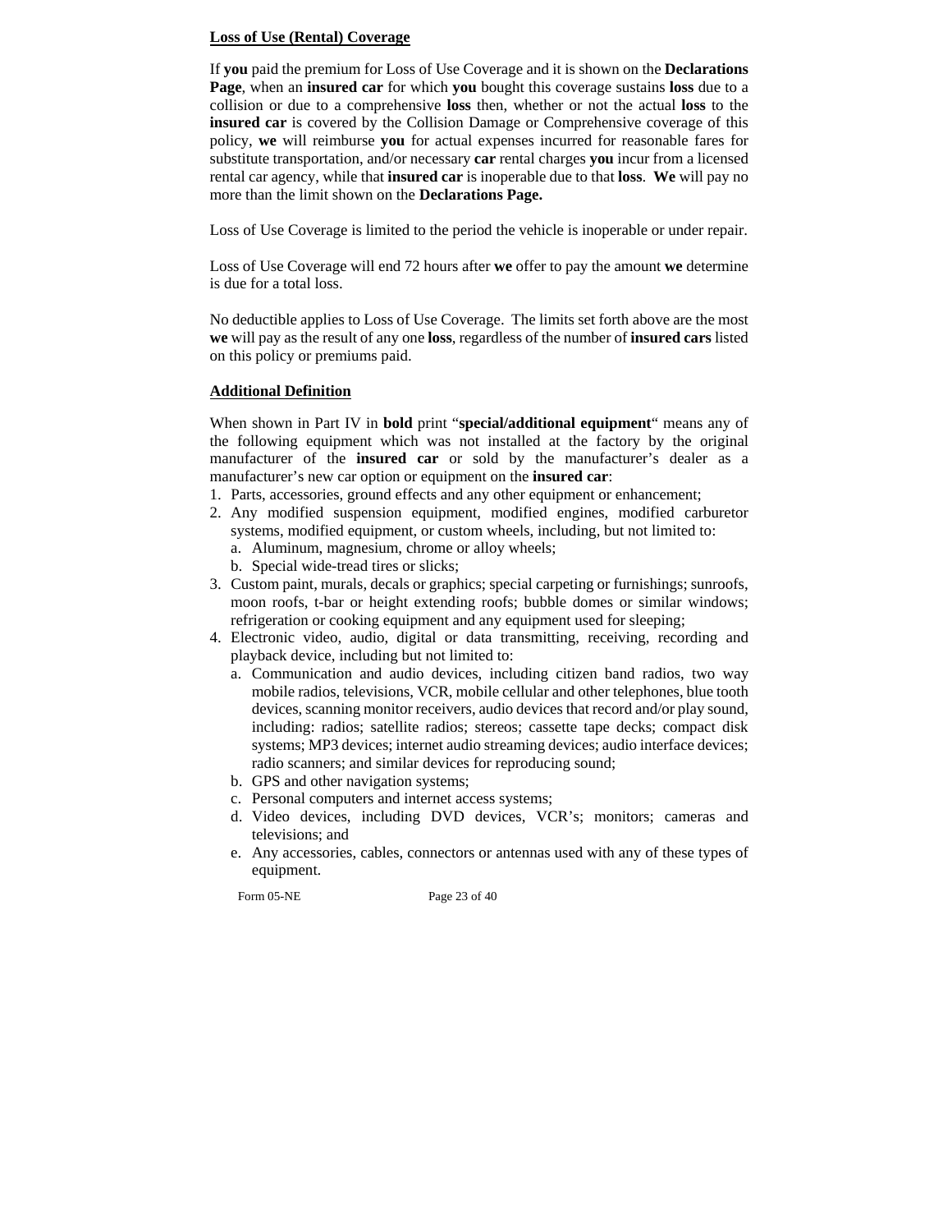**Loss of Use (Rental) Coverage**

If **you** paid the premium for Loss of Use Coverage and it is shown on the **Declarations Page**, when an **insured car** for which **you** bought this coverage sustains **loss** due to a collision or due to a comprehensive **loss** then, whether or not the actual **loss** to the **insured car** is covered by the Collision Damage or Comprehensive coverage of this policy, **we** will reimburse **you** for actual expenses incurred for reasonable fares for substitute transportation, and/or necessary **car** rental charges **you** incur from a licensed rental car agency, while that **insured car** is inoperable due to that **loss**. **We** will pay no more than the limit shown on the **Declarations Page.**

Loss of Use Coverage is limited to the period the vehicle is inoperable or under repair.

Loss of Use Coverage will end 72 hours after **we** offer to pay the amount **we** determine is due for a total loss.

No deductible applies to Loss of Use Coverage. The limits set forth above are the most **we** will pay as the result of any one **loss**, regardless of the number of **insured cars** listed on this policy or premiums paid.

**Additional Definition**

When shown in Part IV in **bold** print "**special/additional equipment**" means any of the following equipment which was not installed at the factory by the original manufacturer of the **insured car** or sold by the manufacturer's dealer as a manufacturer's new car option or equipment on the **insured car**:

1. Parts, accessories, ground effects and any other equipment or enhancement;
2. Any modified suspension equipment, modified engines, modified carburetor systems, modified equipment, or custom wheels, including, but not limited to:
   a. Aluminum, magnesium, chrome or alloy wheels;
   b. Special wide-tread tires or slicks;
3. Custom paint, murals, decals or graphics; special carpeting or furnishings; sunroofs, moon roofs, t-bar or height extending roofs; bubble domes or similar windows; refrigeration or cooking equipment and any equipment used for sleeping;
4. Electronic video, audio, digital or data transmitting, receiving, recording and playback device, including but not limited to:
   a. Communication and audio devices, including citizen band radios, two way mobile radios, televisions, VCR, mobile cellular and other telephones, blue tooth devices, scanning monitor receivers, audio devices that record and/or play sound, including: radios; satellite radios; stereos; cassette tape decks; compact disk systems; MP3 devices; internet audio streaming devices; audio interface devices; radio scanners; and similar devices for reproducing sound;
   b. GPS and other navigation systems;
   c. Personal computers and internet access systems;
   d. Video devices, including DVD devices, VCR's; monitors; cameras and televisions; and
   e. Any accessories, cables, connectors or antennas used with any of these types of equipment.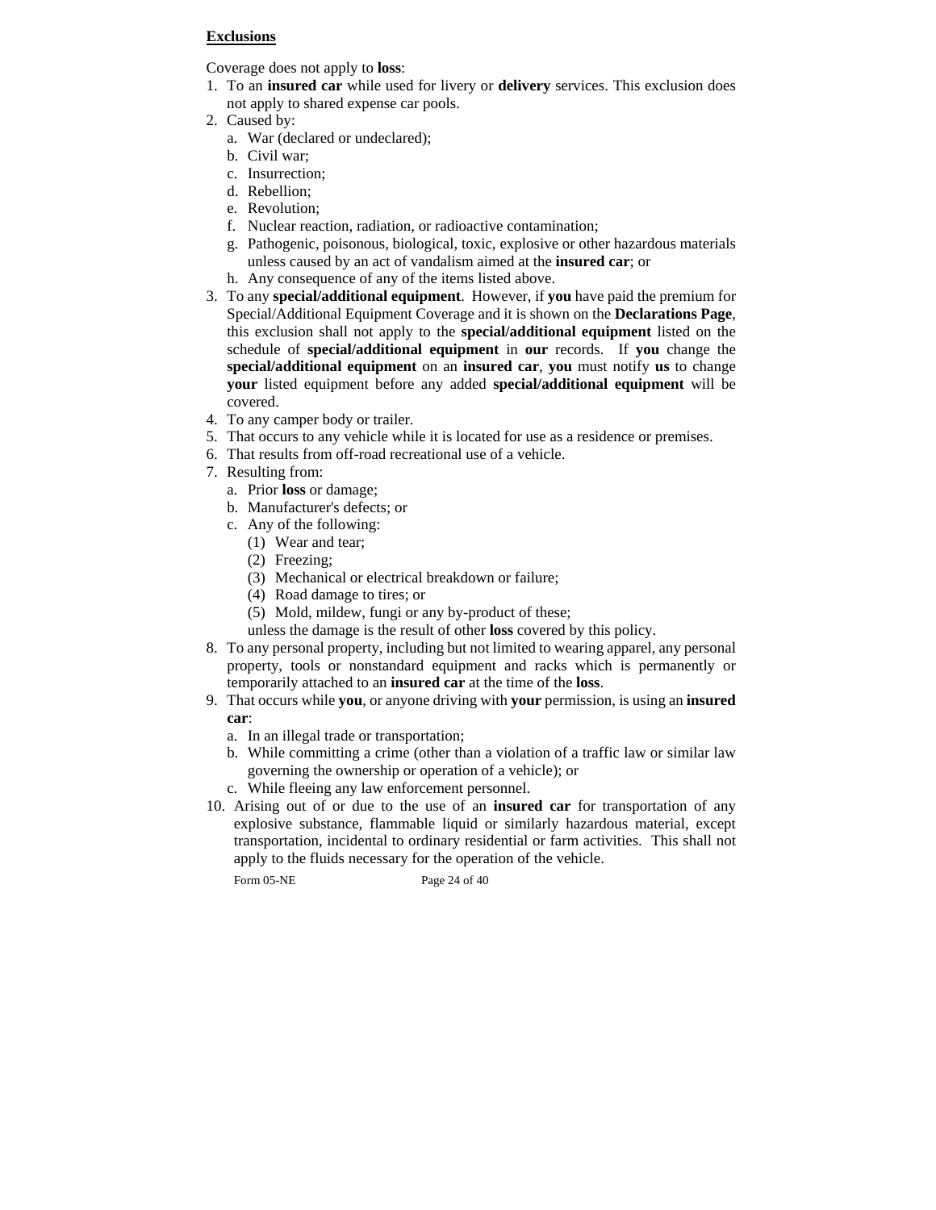**Exclusions**

Coverage does not apply to **loss**:

1. To an **insured car** while used for livery or **delivery** services. This exclusion does not apply to shared expense car pools.
2. Caused by:
   a. War (declared or undeclared);
   b. Civil war;
   c. Insurrection;
   d. Rebellion;
   e. Revolution;
   f. Nuclear reaction, radiation, or radioactive contamination;
   g. Pathogenic, poisonous, biological, toxic, explosive or other hazardous materials unless caused by an act of vandalism aimed at the **insured car**; or
   h. Any consequence of any of the items listed above.
3. To any **special/additional equipment**. However, if **you** have paid the premium for Special/Additional Equipment Coverage and it is shown on the **Declarations Page**, this exclusion shall not apply to the **special/additional equipment** listed on the schedule of **special/additional equipment** in **our** records. If **you** change the **special/additional equipment** on an **insured car**, **you** must notify **us** to change **your** listed equipment before any added **special/additional equipment** will be covered.
4. To any camper body or trailer.
5. That occurs to any vehicle while it is located for use as a residence or premises.
6. That results from off-road recreational use of a vehicle.
7. Resulting from:
   a. Prior **loss** or damage;
   b. Manufacturer's defects; or
   c. Any of the following:
      (1) Wear and tear;
      (2) Freezing;
      (3) Mechanical or electrical breakdown or failure;
      (4) Road damage to tires; or
      (5) Mold, mildew, fungi or any by-product of these;

      unless the damage is the result of other **loss** covered by this policy.
8. To any personal property, including but not limited to wearing apparel, any personal property, tools or nonstandard equipment and racks which is permanently or temporarily attached to an **insured car** at the time of the **loss**.
9. That occurs while **you**, or anyone driving with **your** permission, is using an **insured car**:
   a. In an illegal trade or transportation;
   b. While committing a crime (other than a violation of a traffic law or similar law governing the ownership or operation of a vehicle); or
   c. While fleeing any law enforcement personnel.
10. Arising out of or due to the use of an **insured car** for transportation of any explosive substance, flammable liquid or similarly hazardous material, except transportation, incidental to ordinary residential or farm activities. This shall not apply to the fluids necessary for the operation of the vehicle.

Form 05-NE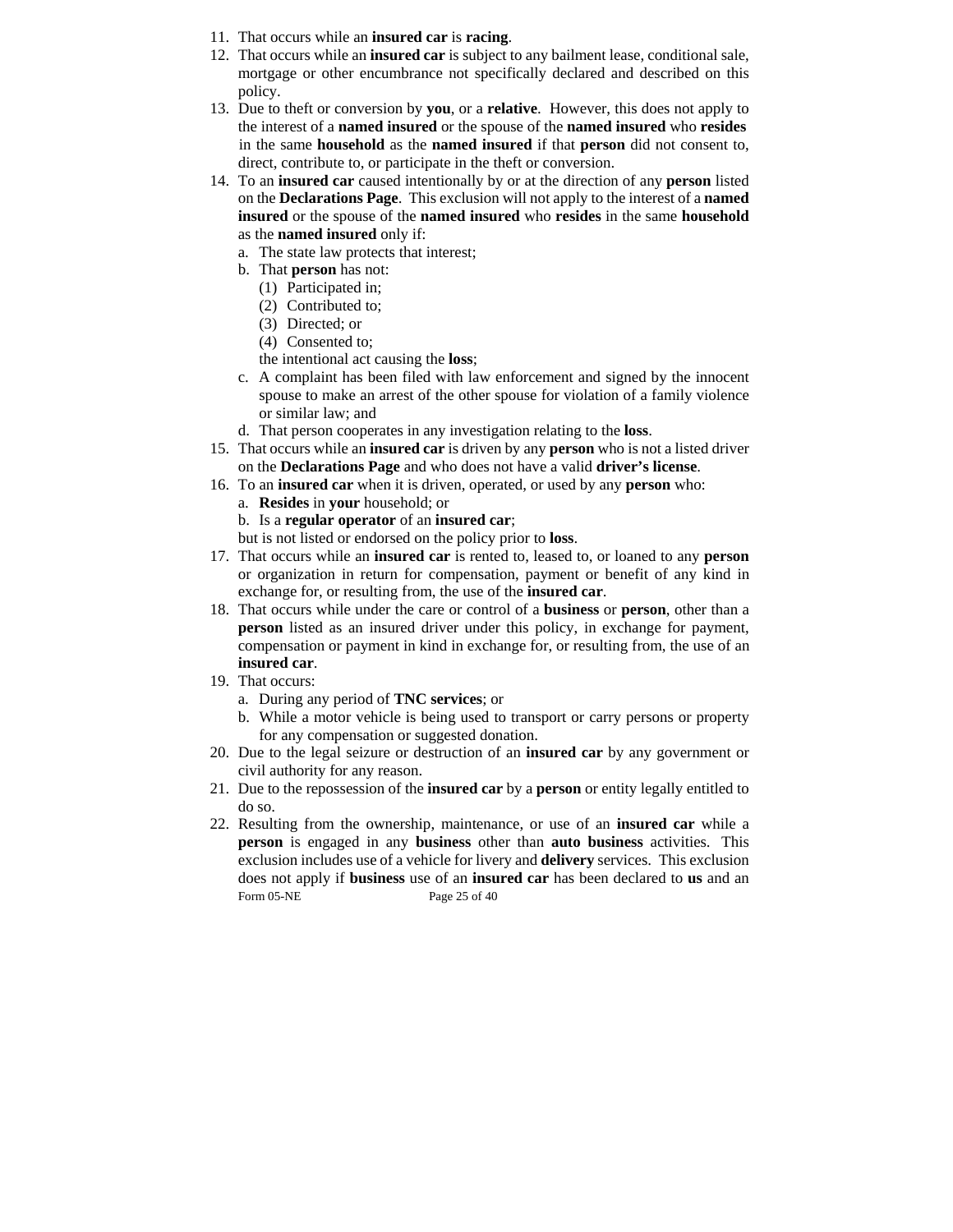11. That occurs while an **insured car** is **racing**.
12. That occurs while an **insured car** is subject to any bailment lease, conditional sale, mortgage or other encumbrance not specifically declared and described on this policy.
13. Due to theft or conversion by **you**, or a **relative**. However, this does not apply to the interest of a **named insured** or the spouse of the **named insured** who **resides** in the same **household** as the **named insured** if that **person** did not consent to, direct, contribute to, or participate in the theft or conversion.
14. To an **insured car** caused intentionally by or at the direction of any **person** listed on the **Declarations Page**. This exclusion will not apply to the interest of a **named insured** or the spouse of the **named insured** who **resides** in the same **household** as the **named insured** only if:
    a. The state law protects that interest;
    b. That **person** has not:
       (1) Participated in;
       (2) Contributed to;
       (3) Directed; or
       (4) Consented to;
       
       the intentional act causing the **loss**;
    c. A complaint has been filed with law enforcement and signed by the innocent spouse to make an arrest of the other spouse for violation of a family violence or similar law; and
    d. That person cooperates in any investigation relating to the **loss**.
15. That occurs while an **insured car** is driven by any **person** who is not a listed driver on the **Declarations Page** and who does not have a valid **driver's license**.
16. To an **insured car** when it is driven, operated, or used by any **person** who:
    a. **Resides** in **your** household; or
    b. Is a **regular operator** of an **insured car**;
    
    but is not listed or endorsed on the policy prior to **loss**.
17. That occurs while an **insured car** is rented to, leased to, or loaned to any **person** or organization in return for compensation, payment or benefit of any kind in exchange for, or resulting from, the use of the **insured car**.
18. That occurs while under the care or control of a **business** or **person**, other than a **person** listed as an insured driver under this policy, in exchange for payment, compensation or payment in kind in exchange for, or resulting from, the use of an **insured car**.
19. That occurs:
    a. During any period of **TNC services**; or
    b. While a motor vehicle is being used to transport or carry persons or property for any compensation or suggested donation.
20. Due to the legal seizure or destruction of an **insured car** by any government or civil authority for any reason.
21. Due to the repossession of the **insured car** by a **person** or entity legally entitled to do so.
22. Resulting from the ownership, maintenance, or use of an **insured car** while a **person** is engaged in any **business** other than **auto business** activities. This exclusion includes use of a vehicle for livery and **delivery** services. This exclusion does not apply if **business** use of an **insured car** has been declared to **us** and an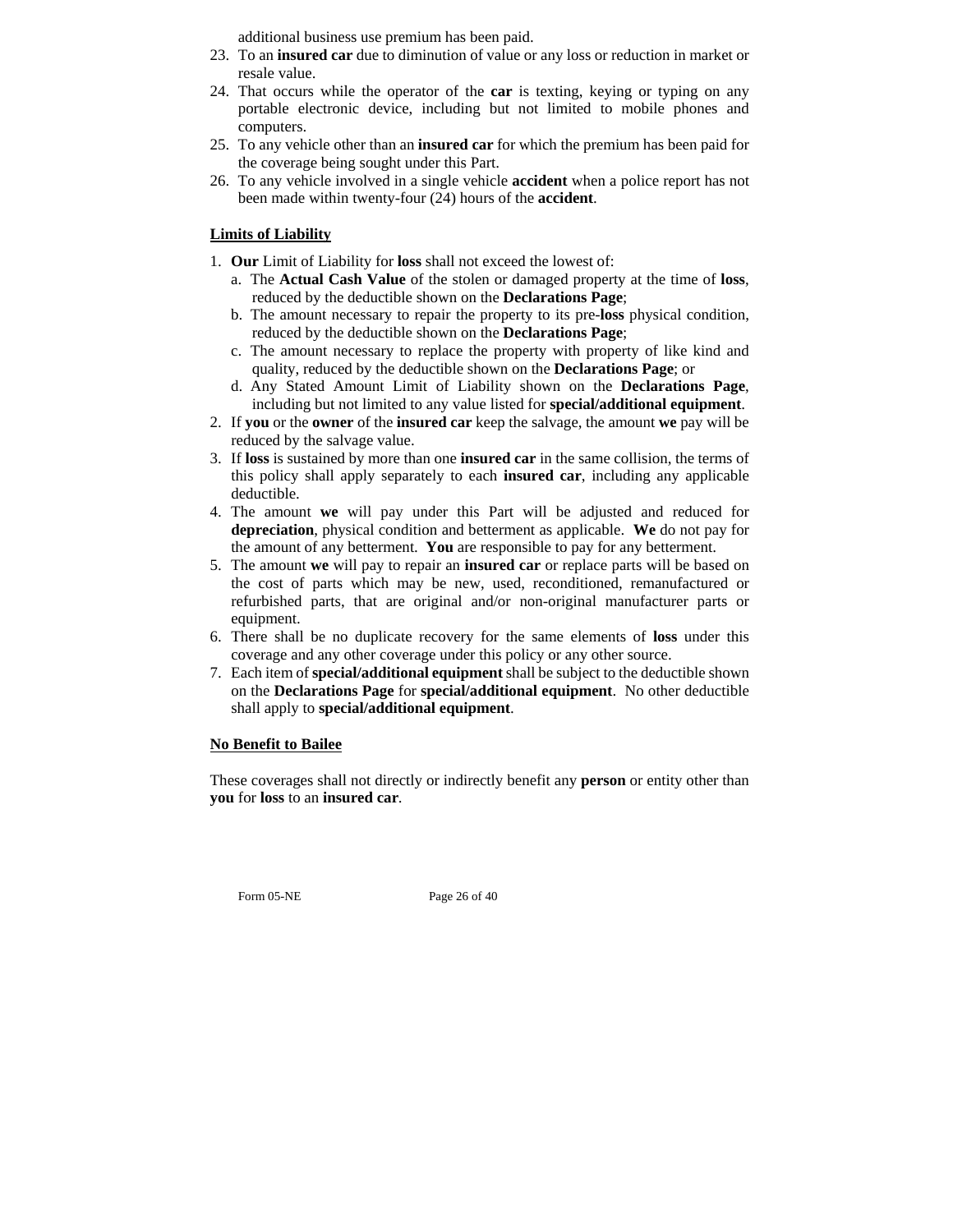additional business use premium has been paid.

23. To an **insured car** due to diminution of value or any loss or reduction in market or resale value.
24. That occurs while the operator of the **car** is texting, keying or typing on any portable electronic device, including but not limited to mobile phones and computers.
25. To any vehicle other than an **insured car** for which the premium has been paid for the coverage being sought under this Part.
26. To any vehicle involved in a single vehicle **accident** when a police report has not been made within twenty-four (24) hours of the **accident**.

**Limits of Liability**

1. **Our** Limit of Liability for **loss** shall not exceed the lowest of:
   a. The **Actual Cash Value** of the stolen or damaged property at the time of **loss**, reduced by the deductible shown on the **Declarations Page**;
   b. The amount necessary to repair the property to its pre-**loss** physical condition, reduced by the deductible shown on the **Declarations Page**;
   c. The amount necessary to replace the property with property of like kind and quality, reduced by the deductible shown on the **Declarations Page**; or
   d. Any Stated Amount Limit of Liability shown on the **Declarations Page**, including but not limited to any value listed for **special/additional equipment**.
2. If **you** or the **owner** of the **insured car** keep the salvage, the amount **we** pay will be reduced by the salvage value.
3. If **loss** is sustained by more than one **insured car** in the same collision, the terms of this policy shall apply separately to each **insured car**, including any applicable deductible.
4. The amount **we** will pay under this Part will be adjusted and reduced for **depreciation**, physical condition and betterment as applicable. **We** do not pay for the amount of any betterment. **You** are responsible to pay for any betterment.
5. The amount **we** will pay to repair an **insured car** or replace parts will be based on the cost of parts which may be new, used, reconditioned, remanufactured or refurbished parts, that are original and/or non-original manufacturer parts or equipment.
6. There shall be no duplicate recovery for the same elements of **loss** under this coverage and any other coverage under this policy or any other source.
7. Each item of **special/additional equipment** shall be subject to the deductible shown on the **Declarations Page** for **special/additional equipment**. No other deductible shall apply to **special/additional equipment**.

**No Benefit to Bailee**

These coverages shall not directly or indirectly benefit any **person** or entity other than **you** for **loss** to an **insured car**.

Form 05-NE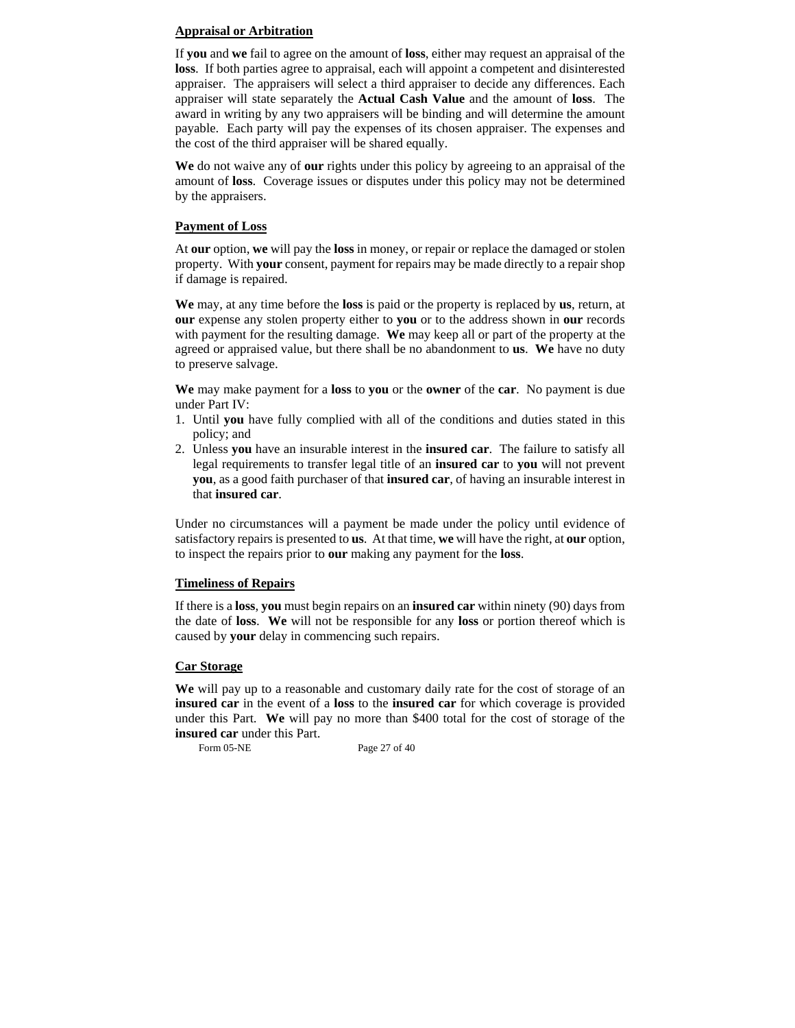## Appraisal or Arbitration

If **you** and **we** fail to agree on the amount of **loss**, either may request an appraisal of the **loss**. If both parties agree to appraisal, each will appoint a competent and disinterested appraiser. The appraisers will select a third appraiser to decide any differences. Each appraiser will state separately the **Actual Cash Value** and the amount of **loss**. The award in writing by any two appraisers will be binding and will determine the amount payable. Each party will pay the expenses of its chosen appraiser. The expenses and the cost of the third appraiser will be shared equally.

**We** do not waive any of **our** rights under this policy by agreeing to an appraisal of the amount of **loss**. Coverage issues or disputes under this policy may not be determined by the appraisers.

## Payment of Loss

At **our** option, **we** will pay the **loss** in money, or repair or replace the damaged or stolen property. With **your** consent, payment for repairs may be made directly to a repair shop if damage is repaired.

**We** may, at any time before the **loss** is paid or the property is replaced by **us**, return, at **our** expense any stolen property either to **you** or to the address shown in **our** records with payment for the resulting damage. **We** may keep all or part of the property at the agreed or appraised value, but there shall be no abandonment to **us**. **We** have no duty to preserve salvage.

**We** may make payment for a **loss** to **you** or the **owner** of the **car**. No payment is due under Part IV:

1. Until **you** have fully complied with all of the conditions and duties stated in this policy; and
2. Unless **you** have an insurable interest in the **insured car**. The failure to satisfy all legal requirements to transfer legal title of an **insured car** to **you** will not prevent **you**, as a good faith purchaser of that **insured car**, of having an insurable interest in that **insured car**.

Under no circumstances will a payment be made under the policy until evidence of satisfactory repairs is presented to **us**. At that time, **we** will have the right, at **our** option, to inspect the repairs prior to **our** making any payment for the **loss**.

## Timeliness of Repairs

If there is a **loss**, **you** must begin repairs on an **insured car** within ninety (90) days from the date of **loss**. **We** will not be responsible for any **loss** or portion thereof which is caused by **your** delay in commencing such repairs.

## Car Storage

**We** will pay up to a reasonable and customary daily rate for the cost of storage of an **insured car** in the event of a **loss** to the **insured car** for which coverage is provided under this Part. **We** will pay no more than $400 total for the cost of storage of the **insured car** under this Part.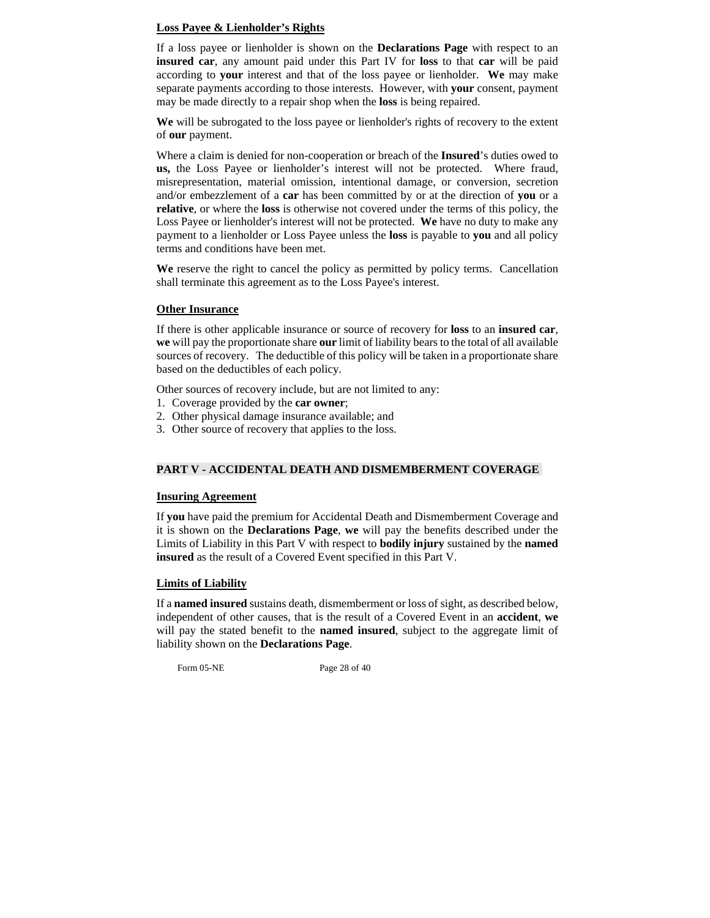**Loss Payee & Lienholder's Rights**

If a loss payee or lienholder is shown on the **Declarations Page** with respect to an **insured car**, any amount paid under this Part IV for **loss** to that **car** will be paid according to **your** interest and that of the loss payee or lienholder. **We** may make separate payments according to those interests. However, with **your** consent, payment may be made directly to a repair shop when the **loss** is being repaired.

**We** will be subrogated to the loss payee or lienholder's rights of recovery to the extent of **our** payment.

Where a claim is denied for non-cooperation or breach of the **Insured**'s duties owed to **us,** the Loss Payee or lienholder's interest will not be protected. Where fraud, misrepresentation, material omission, intentional damage, or conversion, secretion and/or embezzlement of a **car** has been committed by or at the direction of **you** or a **relative**, or where the **loss** is otherwise not covered under the terms of this policy, the Loss Payee or lienholder's interest will not be protected. **We** have no duty to make any payment to a lienholder or Loss Payee unless the **loss** is payable to **you** and all policy terms and conditions have been met.

**We** reserve the right to cancel the policy as permitted by policy terms. Cancellation shall terminate this agreement as to the Loss Payee's interest.

**Other Insurance**

If there is other applicable insurance or source of recovery for **loss** to an **insured car**, **we** will pay the proportionate share **our** limit of liability bears to the total of all available sources of recovery. The deductible of this policy will be taken in a proportionate share based on the deductibles of each policy.

Other sources of recovery include, but are not limited to any:
1. Coverage provided by the **car owner**;
2. Other physical damage insurance available; and
3. Other source of recovery that applies to the loss.

## PART V - ACCIDENTAL DEATH AND DISMEMBERMENT COVERAGE

**Insuring Agreement**

If **you** have paid the premium for Accidental Death and Dismemberment Coverage and it is shown on the **Declarations Page**, **we** will pay the benefits described under the Limits of Liability in this Part V with respect to **bodily injury** sustained by the **named insured** as the result of a Covered Event specified in this Part V.

**Limits of Liability**

If a **named insured** sustains death, dismemberment or loss of sight, as described below, independent of other causes, that is the result of a Covered Event in an **accident**, **we** will pay the stated benefit to the **named insured**, subject to the aggregate limit of liability shown on the **Declarations Page**.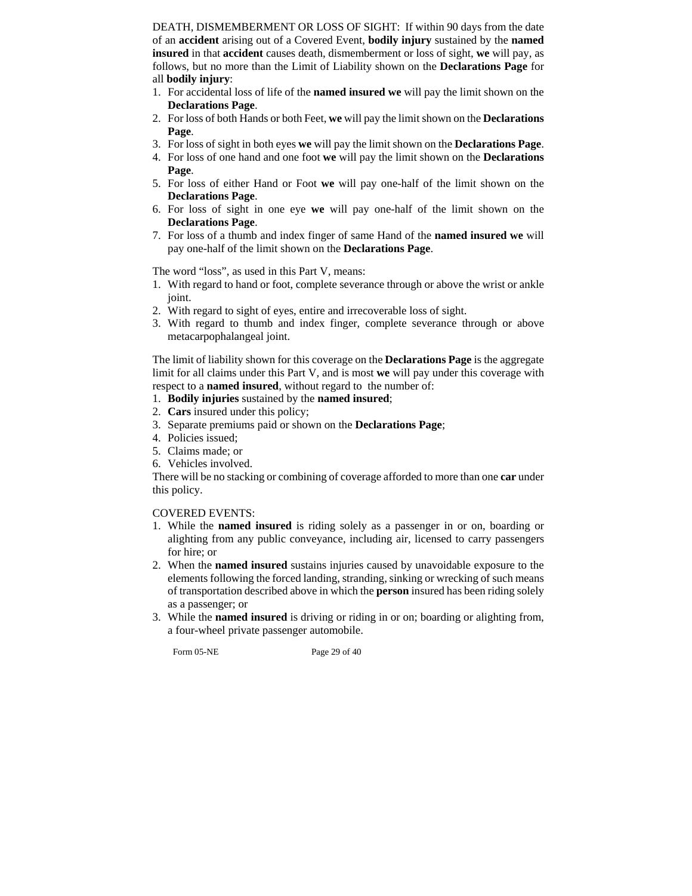DEATH, DISMEMBERMENT OR LOSS OF SIGHT: If within 90 days from the date of an **accident** arising out of a Covered Event, **bodily injury** sustained by the **named insured** in that **accident** causes death, dismemberment or loss of sight, **we** will pay, as follows, but no more than the Limit of Liability shown on the **Declarations Page** for all **bodily injury**:

1. For accidental loss of life of the **named insured we** will pay the limit shown on the **Declarations Page**.
2. For loss of both Hands or both Feet, **we** will pay the limit shown on the **Declarations Page**.
3. For loss of sight in both eyes **we** will pay the limit shown on the **Declarations Page**.
4. For loss of one hand and one foot **we** will pay the limit shown on the **Declarations Page**.
5. For loss of either Hand or Foot **we** will pay one-half of the limit shown on the **Declarations Page**.
6. For loss of sight in one eye **we** will pay one-half of the limit shown on the **Declarations Page**.
7. For loss of a thumb and index finger of same Hand of the **named insured we** will pay one-half of the limit shown on the **Declarations Page**.

The word "loss", as used in this Part V, means:

1. With regard to hand or foot, complete severance through or above the wrist or ankle joint.
2. With regard to sight of eyes, entire and irrecoverable loss of sight.
3. With regard to thumb and index finger, complete severance through or above metacarpophalangeal joint.

The limit of liability shown for this coverage on the **Declarations Page** is the aggregate limit for all claims under this Part V, and is most **we** will pay under this coverage with respect to a **named insured**, without regard to the number of:

1. **Bodily injuries** sustained by the **named insured**;
2. **Cars** insured under this policy;
3. Separate premiums paid or shown on the **Declarations Page**;
4. Policies issued;
5. Claims made; or
6. Vehicles involved.

There will be no stacking or combining of coverage afforded to more than one **car** under this policy.

COVERED EVENTS:

1. While the **named insured** is riding solely as a passenger in or on, boarding or alighting from any public conveyance, including air, licensed to carry passengers for hire; or
2. When the **named insured** sustains injuries caused by unavoidable exposure to the elements following the forced landing, stranding, sinking or wrecking of such means of transportation described above in which the **person** insured has been riding solely as a passenger; or
3. While the **named insured** is driving or riding in or on; boarding or alighting from, a four-wheel private passenger automobile.

Form 05-NE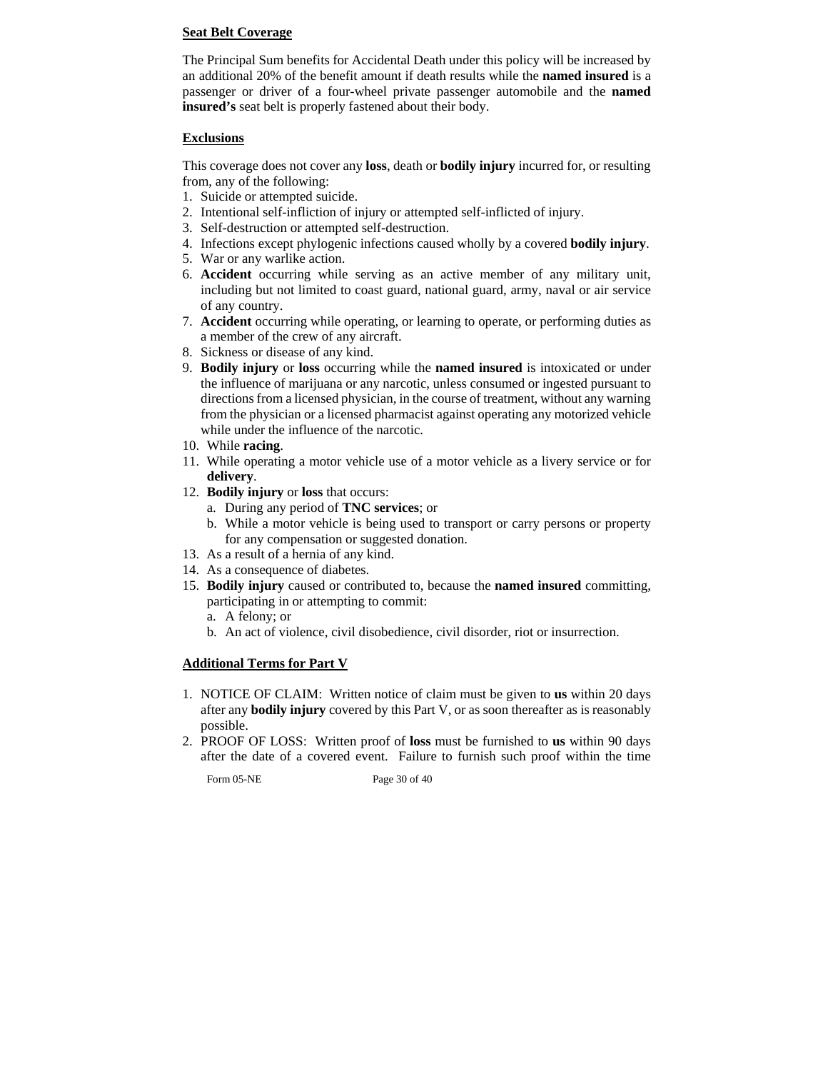## Seat Belt Coverage

The Principal Sum benefits for Accidental Death under this policy will be increased by an additional 20% of the benefit amount if death results while the **named insured** is a passenger or driver of a four-wheel private passenger automobile and the **named insured's** seat belt is properly fastened about their body.

## Exclusions

This coverage does not cover any **loss**, death or **bodily injury** incurred for, or resulting from, any of the following:

1. Suicide or attempted suicide.
2. Intentional self-infliction of injury or attempted self-inflicted of injury.
3. Self-destruction or attempted self-destruction.
4. Infections except phylogenic infections caused wholly by a covered **bodily injury**.
5. War or any warlike action.
6. **Accident** occurring while serving as an active member of any military unit, including but not limited to coast guard, national guard, army, naval or air service of any country.
7. **Accident** occurring while operating, or learning to operate, or performing duties as a member of the crew of any aircraft.
8. Sickness or disease of any kind.
9. **Bodily injury** or **loss** occurring while the **named insured** is intoxicated or under the influence of marijuana or any narcotic, unless consumed or ingested pursuant to directions from a licensed physician, in the course of treatment, without any warning from the physician or a licensed pharmacist against operating any motorized vehicle while under the influence of the narcotic.
10. While **racing**.
11. While operating a motor vehicle use of a motor vehicle as a livery service or for **delivery**.
12. **Bodily injury** or **loss** that occurs:
    a. During any period of **TNC services**; or
    b. While a motor vehicle is being used to transport or carry persons or property for any compensation or suggested donation.
13. As a result of a hernia of any kind.
14. As a consequence of diabetes.
15. **Bodily injury** caused or contributed to, because the **named insured** committing, participating in or attempting to commit:
    a. A felony; or
    b. An act of violence, civil disobedience, civil disorder, riot or insurrection.

## Additional Terms for Part V

1. NOTICE OF CLAIM: Written notice of claim must be given to **us** within 20 days after any **bodily injury** covered by this Part V, or as soon thereafter as is reasonably possible.
2. PROOF OF LOSS: Written proof of **loss** must be furnished to **us** within 90 days after the date of a covered event. Failure to furnish such proof within the time

Form 05-NE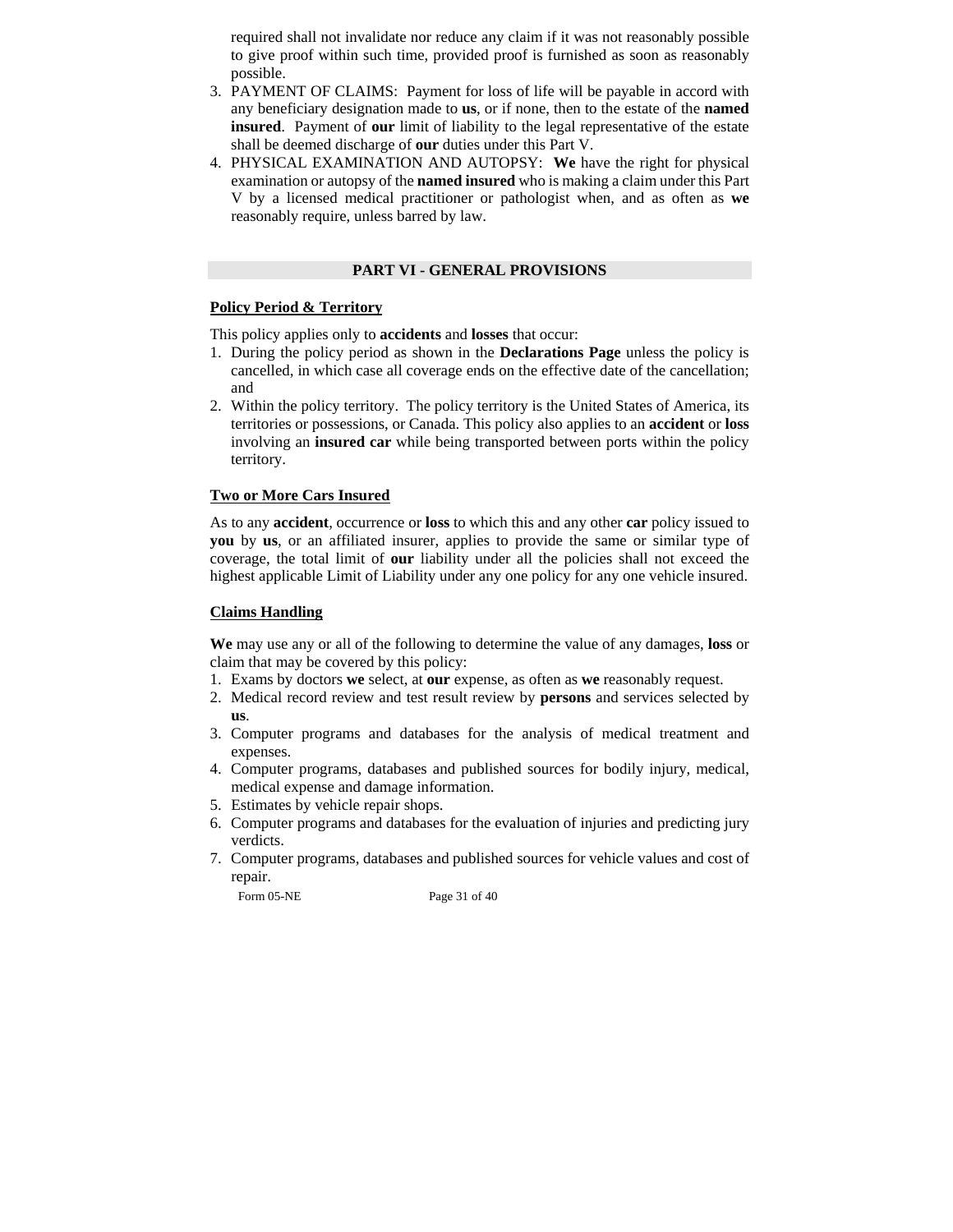required shall not invalidate nor reduce any claim if it was not reasonably possible to give proof within such time, provided proof is furnished as soon as reasonably possible.

3. PAYMENT OF CLAIMS: Payment for loss of life will be payable in accord with any beneficiary designation made to **us**, or if none, then to the estate of the **named insured**. Payment of **our** limit of liability to the legal representative of the estate shall be deemed discharge of **our** duties under this Part V.
4. PHYSICAL EXAMINATION AND AUTOPSY: **We** have the right for physical examination or autopsy of the **named insured** who is making a claim under this Part V by a licensed medical practitioner or pathologist when, and as often as **we** reasonably require, unless barred by law.

## PART VI - GENERAL PROVISIONS

### Policy Period & Territory

This policy applies only to **accidents** and **losses** that occur:

1. During the policy period as shown in the **Declarations Page** unless the policy is cancelled, in which case all coverage ends on the effective date of the cancellation; and
2. Within the policy territory. The policy territory is the United States of America, its territories or possessions, or Canada. This policy also applies to an **accident** or **loss** involving an **insured car** while being transported between ports within the policy territory.

### Two or More Cars Insured

As to any **accident**, occurrence or **loss** to which this and any other **car** policy issued to **you** by **us**, or an affiliated insurer, applies to provide the same or similar type of coverage, the total limit of **our** liability under all the policies shall not exceed the highest applicable Limit of Liability under any one policy for any one vehicle insured.

### Claims Handling

**We** may use any or all of the following to determine the value of any damages, **loss** or claim that may be covered by this policy:

1. Exams by doctors **we** select, at **our** expense, as often as **we** reasonably request.
2. Medical record review and test result review by **persons** and services selected by **us**.
3. Computer programs and databases for the analysis of medical treatment and expenses.
4. Computer programs, databases and published sources for bodily injury, medical, medical expense and damage information.
5. Estimates by vehicle repair shops.
6. Computer programs and databases for the evaluation of injuries and predicting jury verdicts.
7. Computer programs, databases and published sources for vehicle values and cost of repair.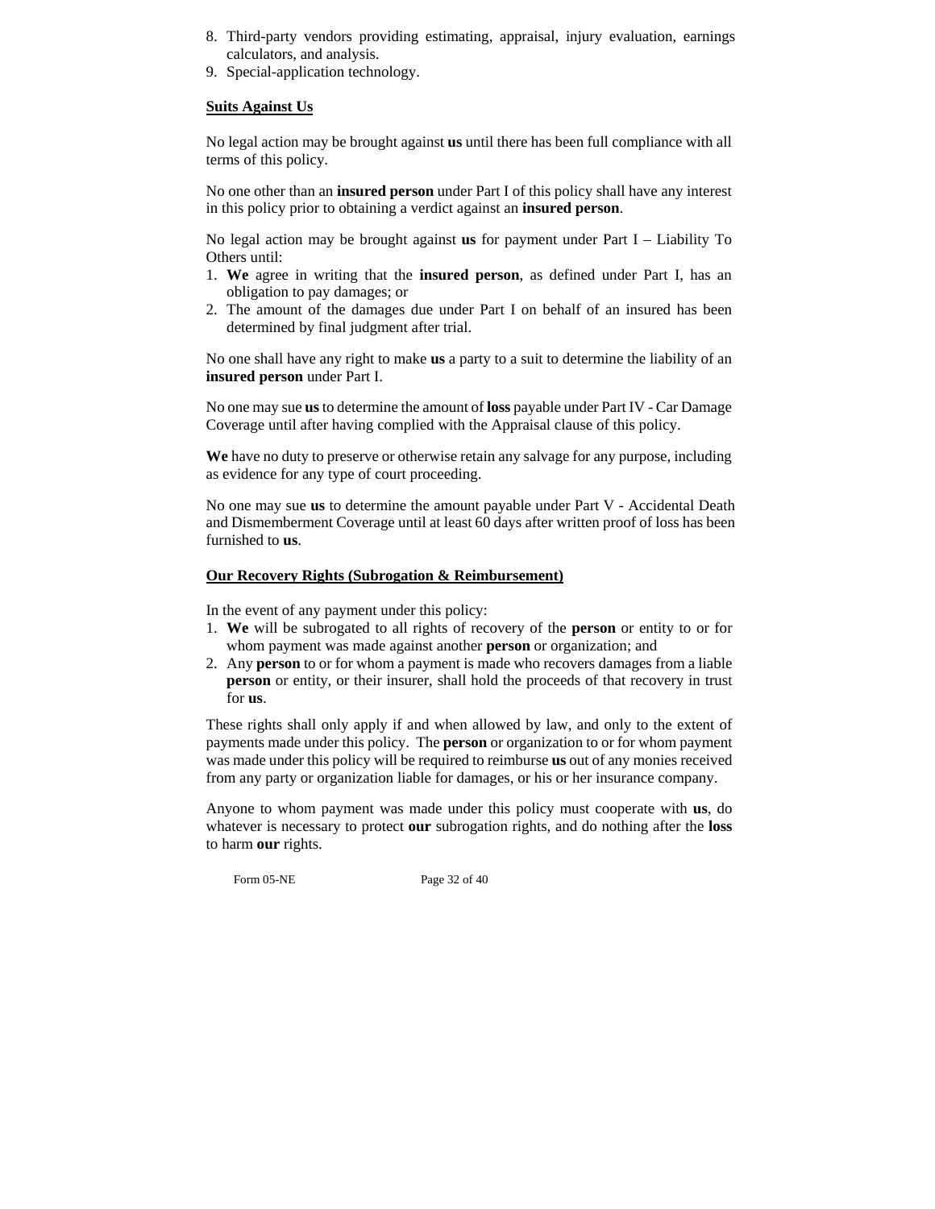8. Third-party vendors providing estimating, appraisal, injury evaluation, earnings calculators, and analysis.
9. Special-application technology.

**Suits Against Us**

No legal action may be brought against **us** until there has been full compliance with all terms of this policy.

No one other than an **insured person** under Part I of this policy shall have any interest in this policy prior to obtaining a verdict against an **insured person**.

No legal action may be brought against **us** for payment under Part I – Liability To Others until:

1. **We** agree in writing that the **insured person**, as defined under Part I, has an obligation to pay damages; or
2. The amount of the damages due under Part I on behalf of an insured has been determined by final judgment after trial.

No one shall have any right to make **us** a party to a suit to determine the liability of an **insured person** under Part I.

No one may sue **us** to determine the amount of **loss** payable under Part IV - Car Damage Coverage until after having complied with the Appraisal clause of this policy.

**We** have no duty to preserve or otherwise retain any salvage for any purpose, including as evidence for any type of court proceeding.

No one may sue **us** to determine the amount payable under Part V - Accidental Death and Dismemberment Coverage until at least 60 days after written proof of loss has been furnished to **us**.

**Our Recovery Rights (Subrogation & Reimbursement)**

In the event of any payment under this policy:

1. **We** will be subrogated to all rights of recovery of the **person** or entity to or for whom payment was made against another **person** or organization; and
2. Any **person** to or for whom a payment is made who recovers damages from a liable **person** or entity, or their insurer, shall hold the proceeds of that recovery in trust for **us**.

These rights shall only apply if and when allowed by law, and only to the extent of payments made under this policy. The **person** or organization to or for whom payment was made under this policy will be required to reimburse **us** out of any monies received from any party or organization liable for damages, or his or her insurance company.

Anyone to whom payment was made under this policy must cooperate with **us**, do whatever is necessary to protect **our** subrogation rights, and do nothing after the **loss** to harm **our** rights.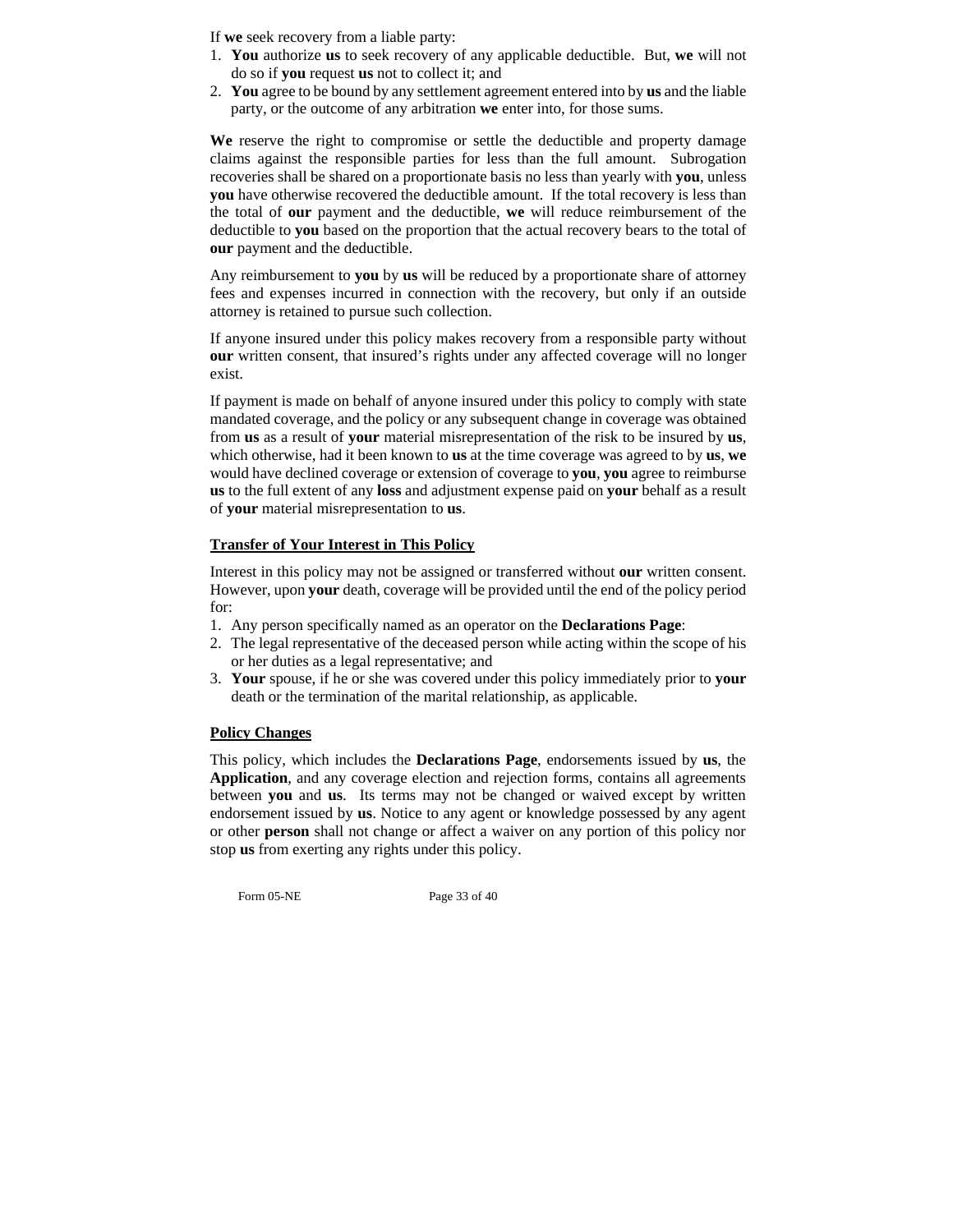If **we** seek recovery from a liable party:

1. **You** authorize **us** to seek recovery of any applicable deductible. But, **we** will not do so if **you** request **us** not to collect it; and
2. **You** agree to be bound by any settlement agreement entered into by **us** and the liable party, or the outcome of any arbitration **we** enter into, for those sums.

**We** reserve the right to compromise or settle the deductible and property damage claims against the responsible parties for less than the full amount. Subrogation recoveries shall be shared on a proportionate basis no less than yearly with **you**, unless **you** have otherwise recovered the deductible amount. If the total recovery is less than the total of **our** payment and the deductible, **we** will reduce reimbursement of the deductible to **you** based on the proportion that the actual recovery bears to the total of **our** payment and the deductible.

Any reimbursement to **you** by **us** will be reduced by a proportionate share of attorney fees and expenses incurred in connection with the recovery, but only if an outside attorney is retained to pursue such collection.

If anyone insured under this policy makes recovery from a responsible party without **our** written consent, that insured's rights under any affected coverage will no longer exist.

If payment is made on behalf of anyone insured under this policy to comply with state mandated coverage, and the policy or any subsequent change in coverage was obtained from **us** as a result of **your** material misrepresentation of the risk to be insured by **us**, which otherwise, had it been known to **us** at the time coverage was agreed to by **us**, **we** would have declined coverage or extension of coverage to **you**, **you** agree to reimburse **us** to the full extent of any **loss** and adjustment expense paid on **your** behalf as a result of **your** material misrepresentation to **us**.

## Transfer of Your Interest in This Policy

Interest in this policy may not be assigned or transferred without **our** written consent. However, upon **your** death, coverage will be provided until the end of the policy period for:

1. Any person specifically named as an operator on the **Declarations Page**:
2. The legal representative of the deceased person while acting within the scope of his or her duties as a legal representative; and
3. **Your** spouse, if he or she was covered under this policy immediately prior to **your** death or the termination of the marital relationship, as applicable.

## Policy Changes

This policy, which includes the **Declarations Page**, endorsements issued by **us**, the **Application**, and any coverage election and rejection forms, contains all agreements between **you** and **us**. Its terms may not be changed or waived except by written endorsement issued by **us**. Notice to any agent or knowledge possessed by any agent or other **person** shall not change or affect a waiver on any portion of this policy nor stop **us** from exerting any rights under this policy.

Form 05-NE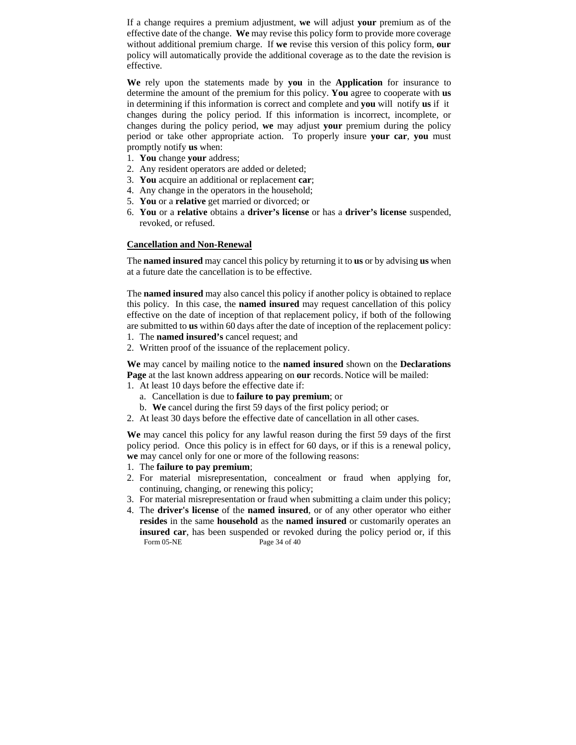If a change requires a premium adjustment, **we** will adjust **your** premium as of the effective date of the change. **We** may revise this policy form to provide more coverage without additional premium charge. If **we** revise this version of this policy form, **our** policy will automatically provide the additional coverage as to the date the revision is effective.

**We** rely upon the statements made by **you** in the **Application** for insurance to determine the amount of the premium for this policy. **You** agree to cooperate with **us** in determining if this information is correct and complete and **you** will notify **us** if it changes during the policy period. If this information is incorrect, incomplete, or changes during the policy period, **we** may adjust **your** premium during the policy period or take other appropriate action. To properly insure **your car**, **you** must promptly notify **us** when:

1. **You** change **your** address;
2. Any resident operators are added or deleted;
3. **You** acquire an additional or replacement **car**;
4. Any change in the operators in the household;
5. **You** or a **relative** get married or divorced; or
6. **You** or a **relative** obtains a **driver's license** or has a **driver's license** suspended, revoked, or refused.

**Cancellation and Non-Renewal**

The **named insured** may cancel this policy by returning it to **us** or by advising **us** when at a future date the cancellation is to be effective.

The **named insured** may also cancel this policy if another policy is obtained to replace this policy. In this case, the **named insured** may request cancellation of this policy effective on the date of inception of that replacement policy, if both of the following are submitted to **us** within 60 days after the date of inception of the replacement policy:

1. The **named insured's** cancel request; and
2. Written proof of the issuance of the replacement policy.

**We** may cancel by mailing notice to the **named insured** shown on the **Declarations Page** at the last known address appearing on **our** records. Notice will be mailed:

1. At least 10 days before the effective date if:
   a. Cancellation is due to **failure to pay premium**; or
   b. **We** cancel during the first 59 days of the first policy period; or
2. At least 30 days before the effective date of cancellation in all other cases.

**We** may cancel this policy for any lawful reason during the first 59 days of the first policy period. Once this policy is in effect for 60 days, or if this is a renewal policy, **we** may cancel only for one or more of the following reasons:

1. The **failure to pay premium**;
2. For material misrepresentation, concealment or fraud when applying for, continuing, changing, or renewing this policy;
3. For material misrepresentation or fraud when submitting a claim under this policy;
4. The **driver's license** of the **named insured**, or of any other operator who either **resides** in the same **household** as the **named insured** or customarily operates an **insured car**, has been suspended or revoked during the policy period or, if this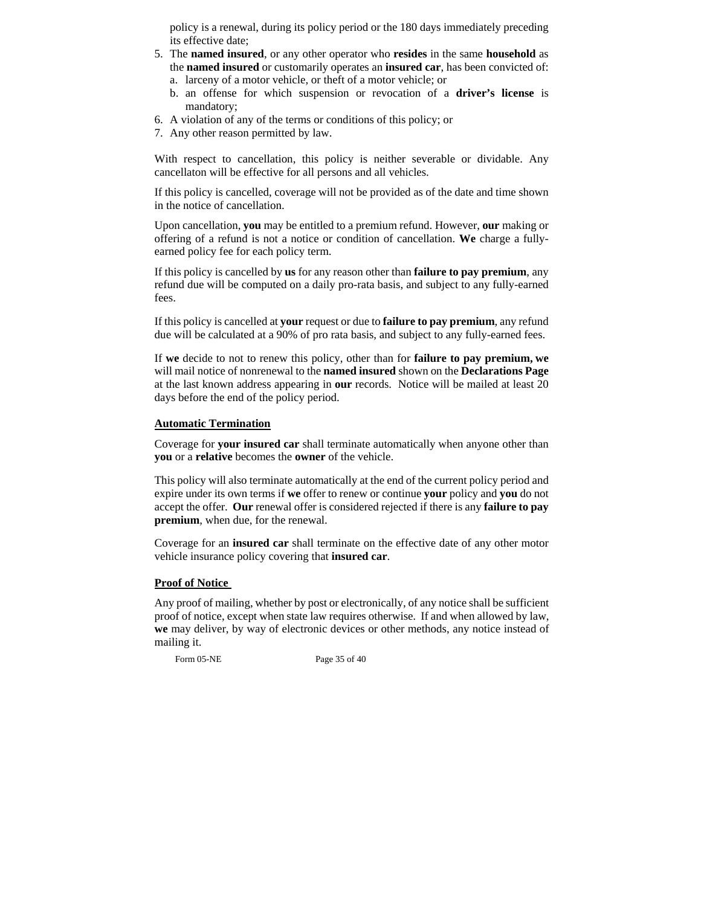policy is a renewal, during its policy period or the 180 days immediately preceding its effective date;

5. The **named insured**, or any other operator who **resides** in the same **household** as the **named insured** or customarily operates an **insured car**, has been convicted of:
   a. larceny of a motor vehicle, or theft of a motor vehicle; or
   b. an offense for which suspension or revocation of a **driver's license** is mandatory;
6. A violation of any of the terms or conditions of this policy; or
7. Any other reason permitted by law.

With respect to cancellation, this policy is neither severable or dividable. Any cancellaton will be effective for all persons and all vehicles.

If this policy is cancelled, coverage will not be provided as of the date and time shown in the notice of cancellation.

Upon cancellation, **you** may be entitled to a premium refund. However, **our** making or offering of a refund is not a notice or condition of cancellation. **We** charge a fully-earned policy fee for each policy term.

If this policy is cancelled by **us** for any reason other than **failure to pay premium**, any refund due will be computed on a daily pro-rata basis, and subject to any fully-earned fees.

If this policy is cancelled at **your** request or due to **failure to pay premium**, any refund due will be calculated at a 90% of pro rata basis, and subject to any fully-earned fees.

If **we** decide to not to renew this policy, other than for **failure to pay premium, we** will mail notice of nonrenewal to the **named insured** shown on the **Declarations Page** at the last known address appearing in **our** records. Notice will be mailed at least 20 days before the end of the policy period.

**Automatic Termination**

Coverage for **your insured car** shall terminate automatically when anyone other than **you** or a **relative** becomes the **owner** of the vehicle.

This policy will also terminate automatically at the end of the current policy period and expire under its own terms if **we** offer to renew or continue **your** policy and **you** do not accept the offer. **Our** renewal offer is considered rejected if there is any **failure to pay premium**, when due, for the renewal.

Coverage for an **insured car** shall terminate on the effective date of any other motor vehicle insurance policy covering that **insured car**.

**Proof of Notice**

Any proof of mailing, whether by post or electronically, of any notice shall be sufficient proof of notice, except when state law requires otherwise. If and when allowed by law, **we** may deliver, by way of electronic devices or other methods, any notice instead of mailing it.

Form 05-NE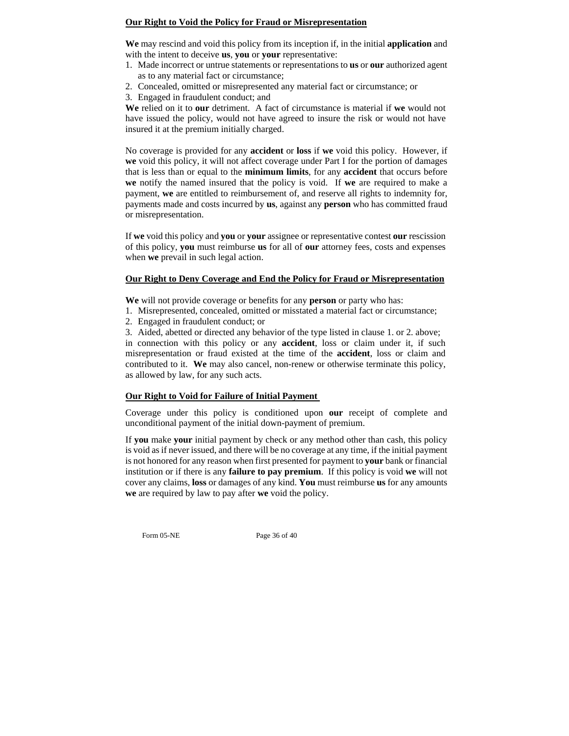## Our Right to Void the Policy for Fraud or Misrepresentation

**We** may rescind and void this policy from its inception if, in the initial **application** and with the intent to deceive **us**, **you** or **your** representative:

1. Made incorrect or untrue statements or representations to **us** or **our** authorized agent as to any material fact or circumstance;
2. Concealed, omitted or misrepresented any material fact or circumstance; or
3. Engaged in fraudulent conduct; and

**We** relied on it to **our** detriment. A fact of circumstance is material if **we** would not have issued the policy, would not have agreed to insure the risk or would not have insured it at the premium initially charged.

No coverage is provided for any **accident** or **loss** if **we** void this policy. However, if **we** void this policy, it will not affect coverage under Part I for the portion of damages that is less than or equal to the **minimum limits**, for any **accident** that occurs before **we** notify the named insured that the policy is void. If **we** are required to make a payment, **we** are entitled to reimbursement of, and reserve all rights to indemnity for, payments made and costs incurred by **us**, against any **person** who has committed fraud or misrepresentation.

If **we** void this policy and **you** or **your** assignee or representative contest **our** rescission of this policy, **you** must reimburse **us** for all of **our** attorney fees, costs and expenses when **we** prevail in such legal action.

## Our Right to Deny Coverage and End the Policy for Fraud or Misrepresentation

**We** will not provide coverage or benefits for any **person** or party who has:

1. Misrepresented, concealed, omitted or misstated a material fact or circumstance;
2. Engaged in fraudulent conduct; or
3. Aided, abetted or directed any behavior of the type listed in clause 1. or 2. above;

in connection with this policy or any **accident**, loss or claim under it, if such misrepresentation or fraud existed at the time of the **accident**, loss or claim and contributed to it. **We** may also cancel, non-renew or otherwise terminate this policy, as allowed by law, for any such acts.

## Our Right to Void for Failure of Initial Payment

Coverage under this policy is conditioned upon **our** receipt of complete and unconditional payment of the initial down-payment of premium.

If **you** make **your** initial payment by check or any method other than cash, this policy is void as if never issued, and there will be no coverage at any time, if the initial payment is not honored for any reason when first presented for payment to **your** bank or financial institution or if there is any **failure to pay premium**. If this policy is void **we** will not cover any claims, **loss** or damages of any kind. **You** must reimburse **us** for any amounts **we** are required by law to pay after **we** void the policy.

Form 05-NE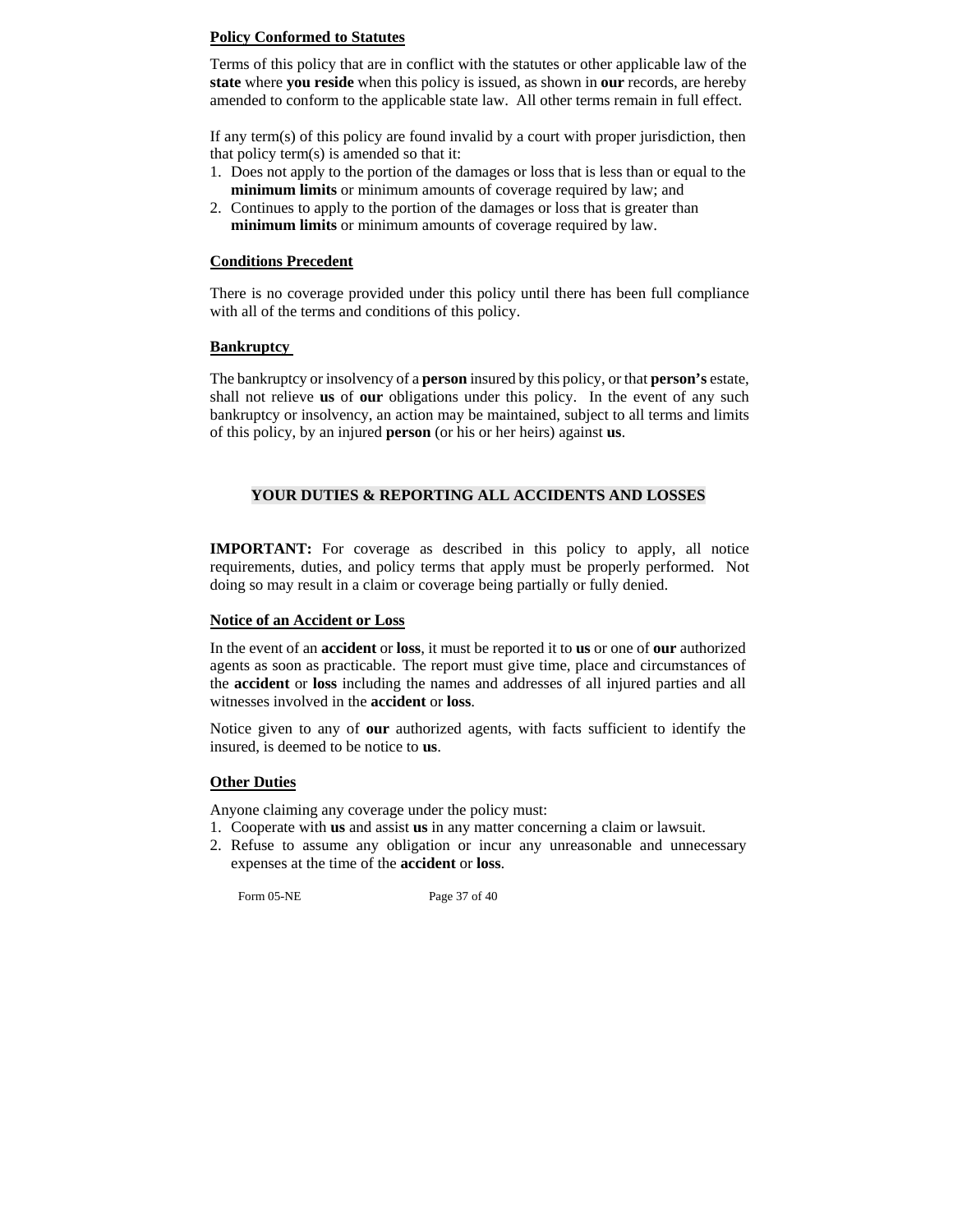**Policy Conformed to Statutes**

Terms of this policy that are in conflict with the statutes or other applicable law of the **state** where **you reside** when this policy is issued, as shown in **our** records, are hereby amended to conform to the applicable state law. All other terms remain in full effect.

If any term(s) of this policy are found invalid by a court with proper jurisdiction, then that policy term(s) is amended so that it:

1. Does not apply to the portion of the damages or loss that is less than or equal to the **minimum limits** or minimum amounts of coverage required by law; and
2. Continues to apply to the portion of the damages or loss that is greater than **minimum limits** or minimum amounts of coverage required by law.

**Conditions Precedent**

There is no coverage provided under this policy until there has been full compliance with all of the terms and conditions of this policy.

**Bankruptcy**

The bankruptcy or insolvency of a **person** insured by this policy, or that **person's** estate, shall not relieve **us** of **our** obligations under this policy. In the event of any such bankruptcy or insolvency, an action may be maintained, subject to all terms and limits of this policy, by an injured **person** (or his or her heirs) against **us**.

## YOUR DUTIES & REPORTING ALL ACCIDENTS AND LOSSES

**IMPORTANT:** For coverage as described in this policy to apply, all notice requirements, duties, and policy terms that apply must be properly performed. Not doing so may result in a claim or coverage being partially or fully denied.

**Notice of an Accident or Loss**

In the event of an **accident** or **loss**, it must be reported it to **us** or one of **our** authorized agents as soon as practicable. The report must give time, place and circumstances of the **accident** or **loss** including the names and addresses of all injured parties and all witnesses involved in the **accident** or **loss**.

Notice given to any of **our** authorized agents, with facts sufficient to identify the insured, is deemed to be notice to **us**.

**Other Duties**

Anyone claiming any coverage under the policy must:

1. Cooperate with **us** and assist **us** in any matter concerning a claim or lawsuit.
2. Refuse to assume any obligation or incur any unreasonable and unnecessary expenses at the time of the **accident** or **loss**.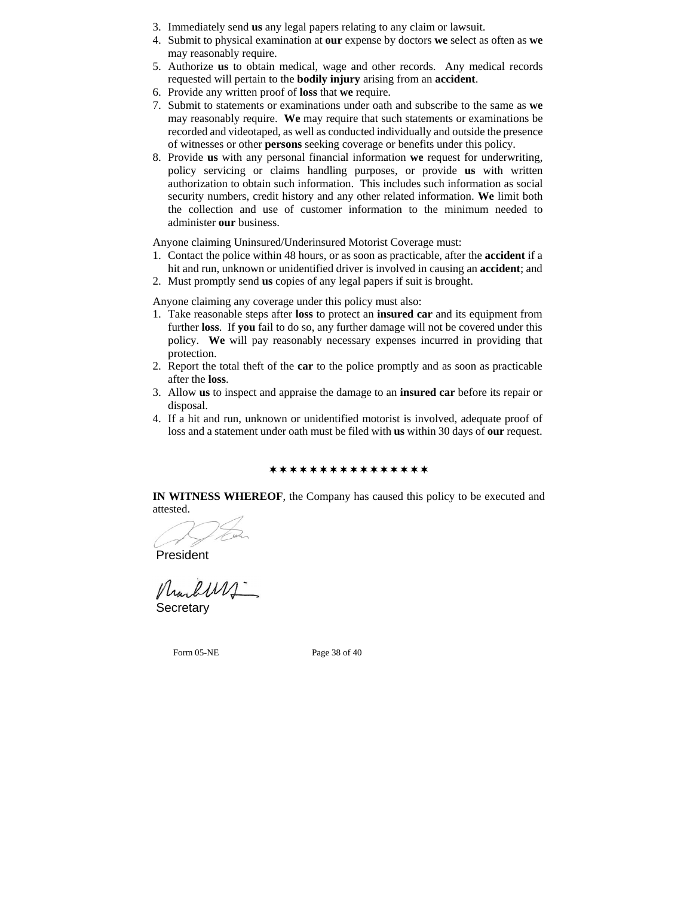3. Immediately send **us** any legal papers relating to any claim or lawsuit.
4. Submit to physical examination at **our** expense by doctors **we** select as often as **we** may reasonably require.
5. Authorize **us** to obtain medical, wage and other records. Any medical records requested will pertain to the **bodily injury** arising from an **accident**.
6. Provide any written proof of **loss** that **we** require.
7. Submit to statements or examinations under oath and subscribe to the same as **we** may reasonably require. **We** may require that such statements or examinations be recorded and videotaped, as well as conducted individually and outside the presence of witnesses or other **persons** seeking coverage or benefits under this policy.
8. Provide **us** with any personal financial information **we** request for underwriting, policy servicing or claims handling purposes, or provide **us** with written authorization to obtain such information. This includes such information as social security numbers, credit history and any other related information. **We** limit both the collection and use of customer information to the minimum needed to administer **our** business.

Anyone claiming Uninsured/Underinsured Motorist Coverage must:

1. Contact the police within 48 hours, or as soon as practicable, after the **accident** if a hit and run, unknown or unidentified driver is involved in causing an **accident**; and
2. Must promptly send **us** copies of any legal papers if suit is brought.

Anyone claiming any coverage under this policy must also:

1. Take reasonable steps after **loss** to protect an **insured car** and its equipment from further **loss**. If **you** fail to do so, any further damage will not be covered under this policy. **We** will pay reasonably necessary expenses incurred in providing that protection.
2. Report the total theft of the **car** to the police promptly and as soon as practicable after the **loss**.
3. Allow **us** to inspect and appraise the damage to an **insured car** before its repair or disposal.
4. If a hit and run, unknown or unidentified motorist is involved, adequate proof of loss and a statement under oath must be filed with **us** within 30 days of **our** request.

✶✶✶✶✶✶✶✶✶✶✶✶✶✶✶✶

**IN WITNESS WHEREOF**, the Company has caused this policy to be executed and attested.

President

Secretary

Form 05-NE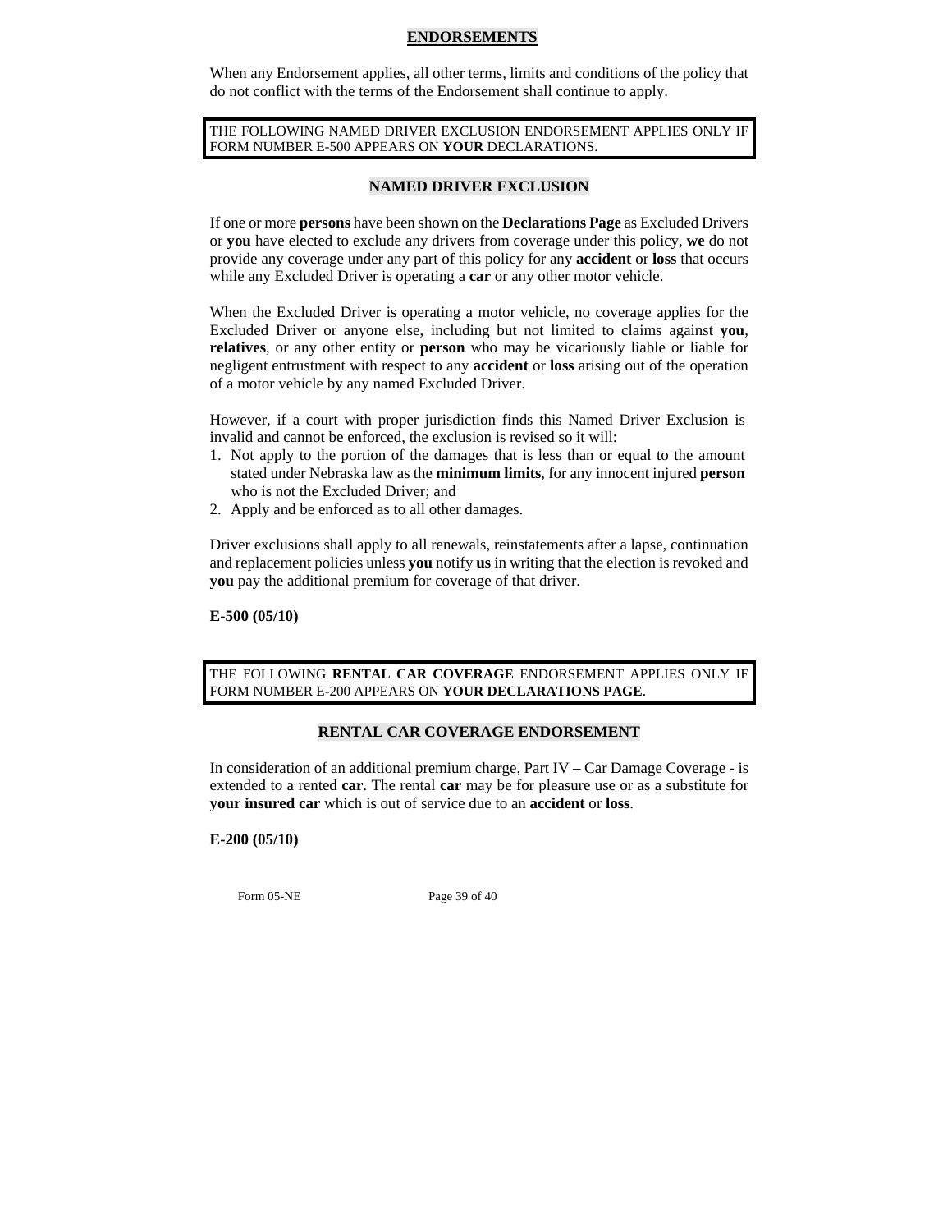## ENDORSEMENTS

When any Endorsement applies, all other terms, limits and conditions of the policy that do not conflict with the terms of the Endorsement shall continue to apply.

THE FOLLOWING NAMED DRIVER EXCLUSION ENDORSEMENT APPLIES ONLY IF FORM NUMBER E-500 APPEARS ON **YOUR** DECLARATIONS.

### NAMED DRIVER EXCLUSION

If one or more **persons** have been shown on the **Declarations Page** as Excluded Drivers or **you** have elected to exclude any drivers from coverage under this policy, **we** do not provide any coverage under any part of this policy for any **accident** or **loss** that occurs while any Excluded Driver is operating a **car** or any other motor vehicle.

When the Excluded Driver is operating a motor vehicle, no coverage applies for the Excluded Driver or anyone else, including but not limited to claims against **you**, **relatives**, or any other entity or **person** who may be vicariously liable or liable for negligent entrustment with respect to any **accident** or **loss** arising out of the operation of a motor vehicle by any named Excluded Driver.

However, if a court with proper jurisdiction finds this Named Driver Exclusion is invalid and cannot be enforced, the exclusion is revised so it will:

1. Not apply to the portion of the damages that is less than or equal to the amount stated under Nebraska law as the **minimum limits**, for any innocent injured **person** who is not the Excluded Driver; and
2. Apply and be enforced as to all other damages.

Driver exclusions shall apply to all renewals, reinstatements after a lapse, continuation and replacement policies unless **you** notify **us** in writing that the election is revoked and **you** pay the additional premium for coverage of that driver.

**E-500 (05/10)**

THE FOLLOWING **RENTAL CAR COVERAGE** ENDORSEMENT APPLIES ONLY IF FORM NUMBER E-200 APPEARS ON **YOUR DECLARATIONS PAGE**.

### RENTAL CAR COVERAGE ENDORSEMENT

In consideration of an additional premium charge, Part IV – Car Damage Coverage - is extended to a rented **car**. The rental **car** may be for pleasure use or as a substitute for **your insured car** which is out of service due to an **accident** or **loss**.

**E-200 (05/10)**

Form 05-NE